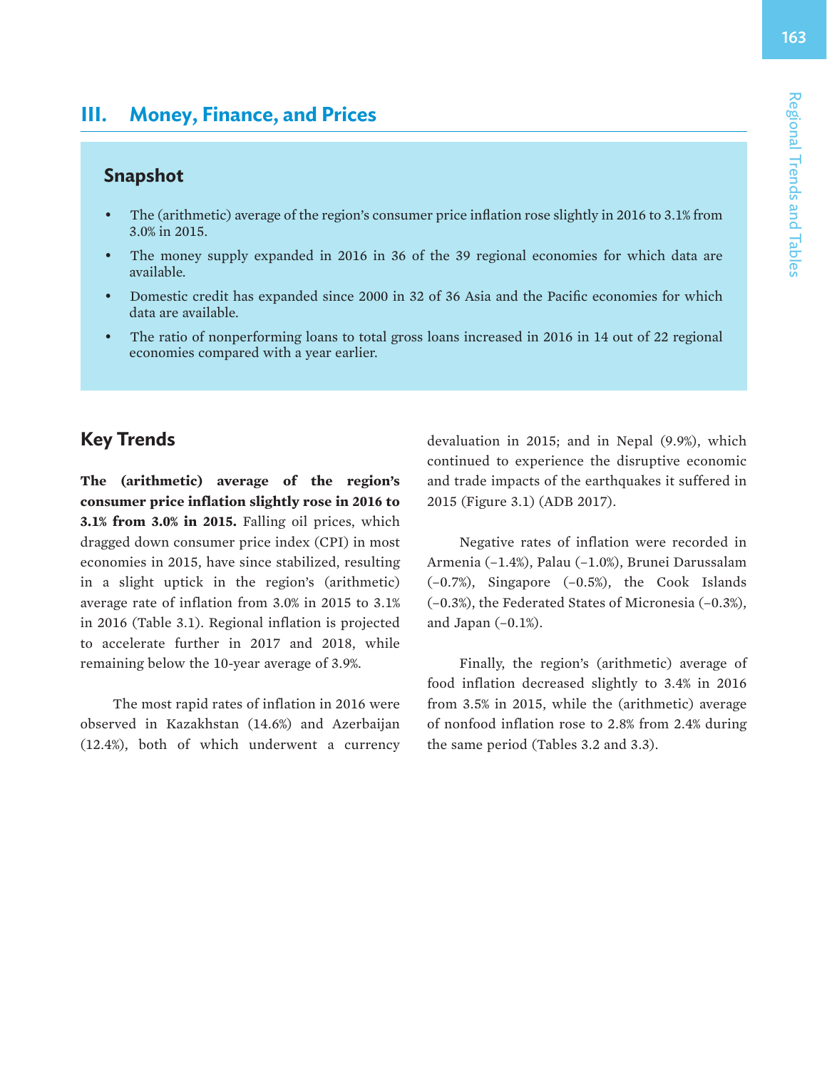## III. Money, Finance, and Prices

### Snapshot

- The (arithmetic) average of the region's consumer price inflation rose slightly in 2016 to 3.1% from 3.0% in 2015.
- The money supply expanded in 2016 in 36 of the 39 regional economies for which data are available.
- Domestic credit has expanded since 2000 in 32 of 36 Asia and the Pacific economies for which data are available.
- The ratio of nonperforming loans to total gross loans increased in 2016 in 14 out of 22 regional economies compared with a year earlier.

## Key Trends

**The (arithmetic) average of the region's consumer price inflation slightly rose in 2016 to 3.1% from 3.0% in 2015.** Falling oil prices, which dragged down consumer price index (CPI) in most economies in 2015, have since stabilized, resulting in a slight uptick in the region's (arithmetic) average rate of inflation from 3.0% in 2015 to 3.1% in 2016 (Table 3.1). Regional inflation is projected to accelerate further in 2017 and 2018, while remaining below the 10-year average of 3.9%.

The most rapid rates of inflation in 2016 were observed in Kazakhstan (14.6%) and Azerbaijan (12.4%), both of which underwent a currency devaluation in 2015; and in Nepal (9.9%), which continued to experience the disruptive economic and trade impacts of the earthquakes it suffered in 2015 (Figure 3.1) (ADB 2017).

Negative rates of inflation were recorded in Armenia (–1.4%), Palau (–1.0%), Brunei Darussalam (–0.7%), Singapore (–0.5%), the Cook Islands (–0.3%), the Federated States of Micronesia (–0.3%), and Japan (–0.1%).

Finally, the region's (arithmetic) average of food inflation decreased slightly to 3.4% in 2016 from 3.5% in 2015, while the (arithmetic) average of nonfood inflation rose to 2.8% from 2.4% during the same period (Tables 3.2 and 3.3).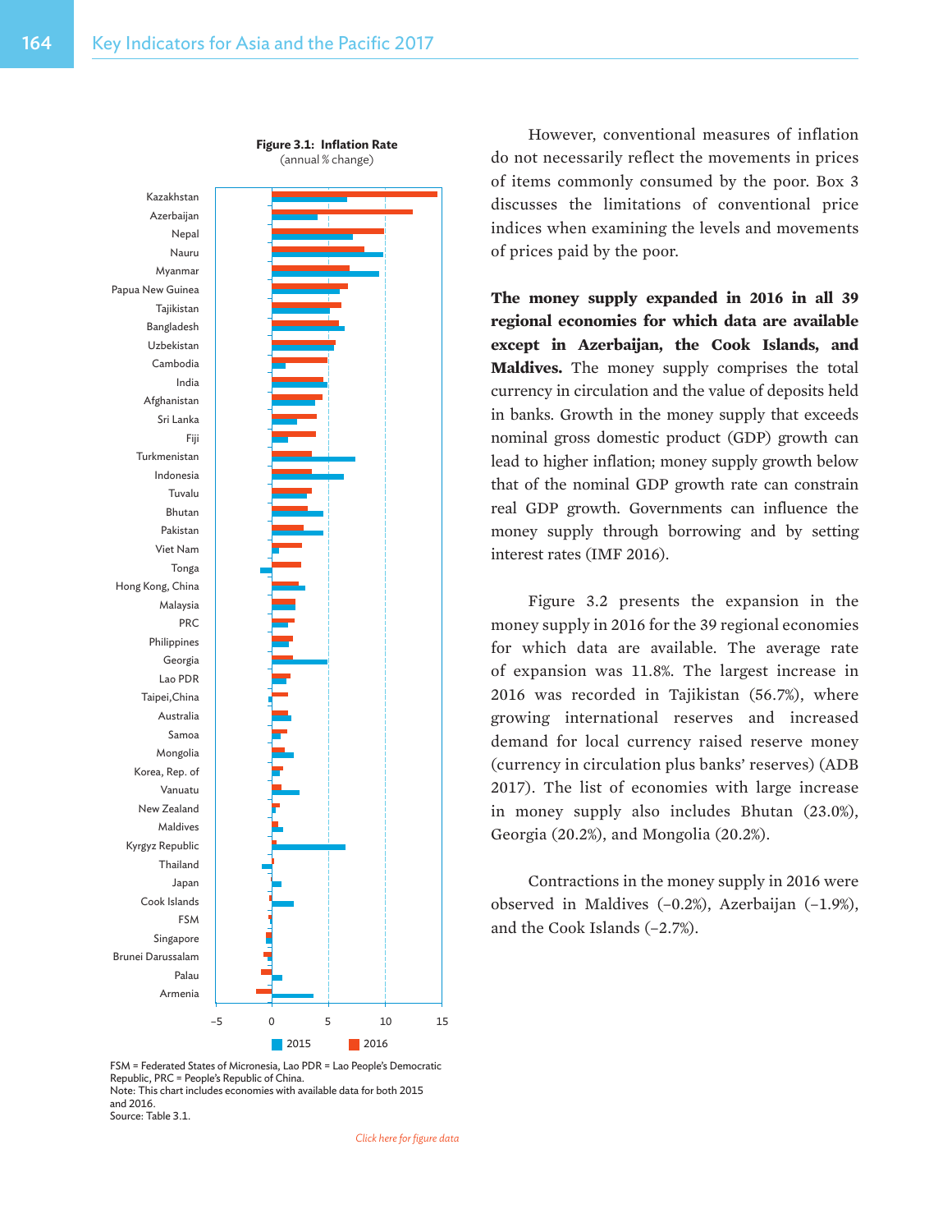**Figure 3.1: Inflation Rate**
(annual % change)

FSM = Federated States of Micronesia, Lao PDR = Lao People's Democratic Republic, PRC = People's Republic of China.
Note: This chart includes economies with available data for both 2015 and 2016.
Source: Table 3.1.

*Click here for figure data*

However, conventional measures of inflation do not necessarily reflect the movements in prices of items commonly consumed by the poor. Box 3 discusses the limitations of conventional price indices when examining the levels and movements of prices paid by the poor.

**The money supply expanded in 2016 in all 39 regional economies for which data are available except in Azerbaijan, the Cook Islands, and Maldives.** The money supply comprises the total currency in circulation and the value of deposits held in banks. Growth in the money supply that exceeds nominal gross domestic product (GDP) growth can lead to higher inflation; money supply growth below that of the nominal GDP growth rate can constrain real GDP growth. Governments can influence the money supply through borrowing and by setting interest rates (IMF 2016).

Figure 3.2 presents the expansion in the money supply in 2016 for the 39 regional economies for which data are available. The average rate of expansion was 11.8%. The largest increase in 2016 was recorded in Tajikistan (56.7%), where growing international reserves and increased demand for local currency raised reserve money (currency in circulation plus banks' reserves) (ADB 2017). The list of economies with large increase in money supply also includes Bhutan (23.0%), Georgia (20.2%), and Mongolia (20.2%).

Contractions in the money supply in 2016 were observed in Maldives (−0.2%), Azerbaijan (−1.9%), and the Cook Islands (−2.7%).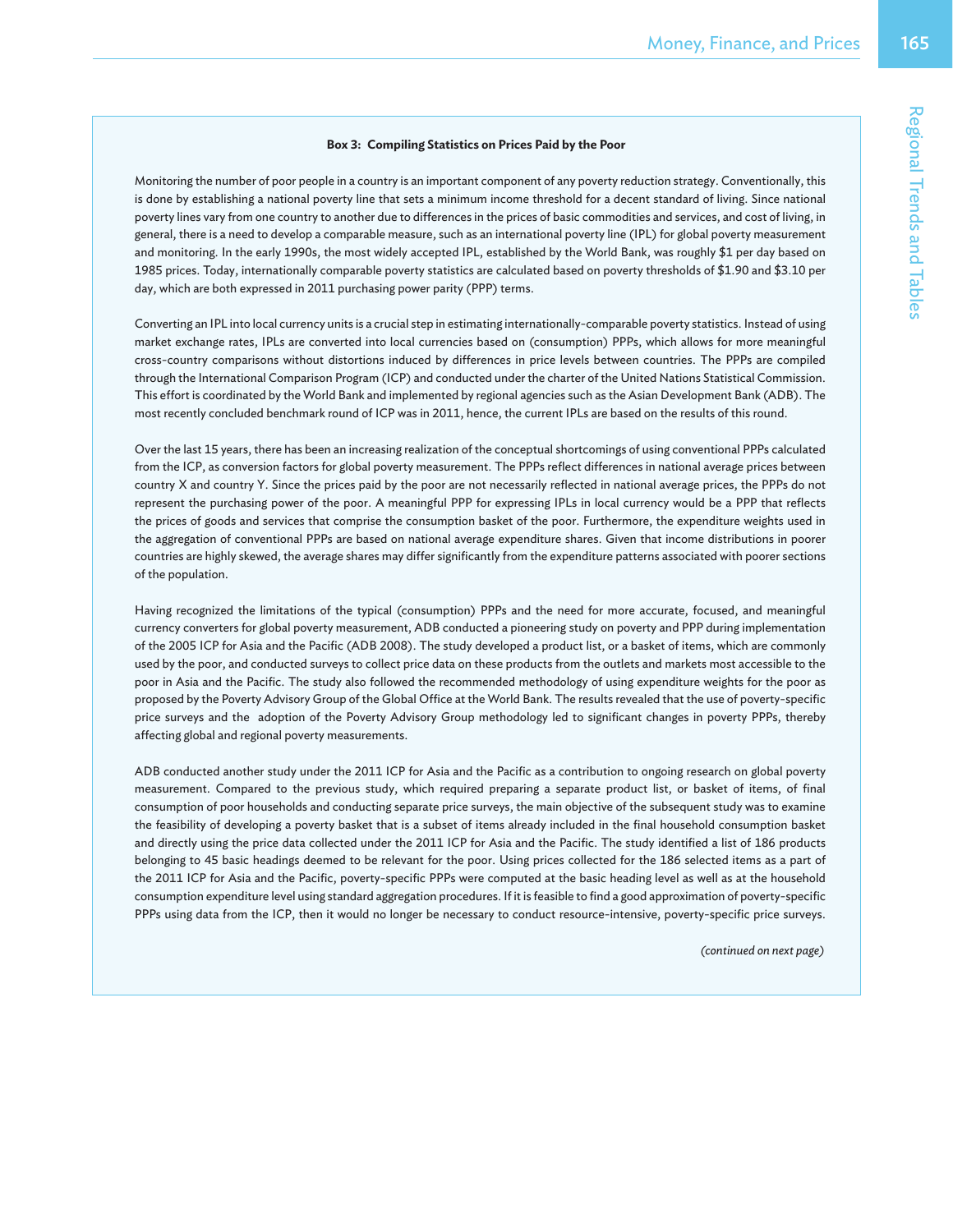**Box 3: Compiling Statistics on Prices Paid by the Poor**

Monitoring the number of poor people in a country is an important component of any poverty reduction strategy. Conventionally, this is done by establishing a national poverty line that sets a minimum income threshold for a decent standard of living. Since national poverty lines vary from one country to another due to differences in the prices of basic commodities and services, and cost of living, in general, there is a need to develop a comparable measure, such as an international poverty line (IPL) for global poverty measurement and monitoring. In the early 1990s, the most widely accepted IPL, established by the World Bank, was roughly $1 per day based on 1985 prices. Today, internationally comparable poverty statistics are calculated based on poverty thresholds of $1.90 and $3.10 per day, which are both expressed in 2011 purchasing power parity (PPP) terms.

Converting an IPL into local currency units is a crucial step in estimating internationally-comparable poverty statistics. Instead of using market exchange rates, IPLs are converted into local currencies based on (consumption) PPPs, which allows for more meaningful cross-country comparisons without distortions induced by differences in price levels between countries. The PPPs are compiled through the International Comparison Program (ICP) and conducted under the charter of the United Nations Statistical Commission. This effort is coordinated by the World Bank and implemented by regional agencies such as the Asian Development Bank (ADB). The most recently concluded benchmark round of ICP was in 2011, hence, the current IPLs are based on the results of this round.

Over the last 15 years, there has been an increasing realization of the conceptual shortcomings of using conventional PPPs calculated from the ICP, as conversion factors for global poverty measurement. The PPPs reflect differences in national average prices between country X and country Y. Since the prices paid by the poor are not necessarily reflected in national average prices, the PPPs do not represent the purchasing power of the poor. A meaningful PPP for expressing IPLs in local currency would be a PPP that reflects the prices of goods and services that comprise the consumption basket of the poor. Furthermore, the expenditure weights used in the aggregation of conventional PPPs are based on national average expenditure shares. Given that income distributions in poorer countries are highly skewed, the average shares may differ significantly from the expenditure patterns associated with poorer sections of the population.

Having recognized the limitations of the typical (consumption) PPPs and the need for more accurate, focused, and meaningful currency converters for global poverty measurement, ADB conducted a pioneering study on poverty and PPP during implementation of the 2005 ICP for Asia and the Pacific (ADB 2008). The study developed a product list, or a basket of items, which are commonly used by the poor, and conducted surveys to collect price data on these products from the outlets and markets most accessible to the poor in Asia and the Pacific. The study also followed the recommended methodology of using expenditure weights for the poor as proposed by the Poverty Advisory Group of the Global Office at the World Bank. The results revealed that the use of poverty-specific price surveys and the adoption of the Poverty Advisory Group methodology led to significant changes in poverty PPPs, thereby affecting global and regional poverty measurements.

ADB conducted another study under the 2011 ICP for Asia and the Pacific as a contribution to ongoing research on global poverty measurement. Compared to the previous study, which required preparing a separate product list, or basket of items, of final consumption of poor households and conducting separate price surveys, the main objective of the subsequent study was to examine the feasibility of developing a poverty basket that is a subset of items already included in the final household consumption basket and directly using the price data collected under the 2011 ICP for Asia and the Pacific. The study identified a list of 186 products belonging to 45 basic headings deemed to be relevant for the poor. Using prices collected for the 186 selected items as a part of the 2011 ICP for Asia and the Pacific, poverty-specific PPPs were computed at the basic heading level as well as at the household consumption expenditure level using standard aggregation procedures. If it is feasible to find a good approximation of poverty-specific PPPs using data from the ICP, then it would no longer be necessary to conduct resource-intensive, poverty-specific price surveys.

*(continued on next page)*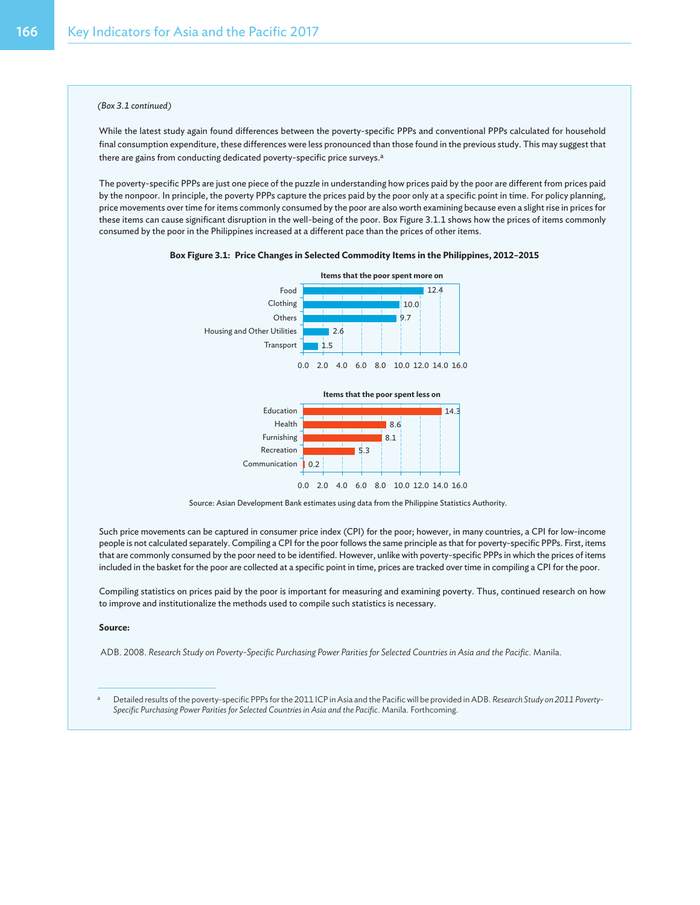*(Box 3.1 continued)*

While the latest study again found differences between the poverty-specific PPPs and conventional PPPs calculated for household final consumption expenditure, these differences were less pronounced than those found in the previous study. This may suggest that there are gains from conducting dedicated poverty-specific price surveys.[a]

The poverty-specific PPPs are just one piece of the puzzle in understanding how prices paid by the poor are different from prices paid by the nonpoor. In principle, the poverty PPPs capture the prices paid by the poor only at a specific point in time. For policy planning, price movements over time for items commonly consumed by the poor are also worth examining because even a slight rise in prices for these items can cause significant disruption in the well-being of the poor. Box Figure 3.1.1 shows how the prices of items commonly consumed by the poor in the Philippines increased at a different pace than the prices of other items.

**Box Figure 3.1: Price Changes in Selected Commodity Items in the Philippines, 2012–2015**

**Items that the poor spent more on**

| Item | Value |
|---|---|
| Food | 12.4 |
| Clothing | 10.0 |
| Others | 9.7 |
| Housing and Other Utilities | 2.6 |
| Transport | 1.5 |

**Items that the poor spent less on**

| Item | Value |
|---|---|
| Education | 14.3 |
| Health | 8.6 |
| Furnishing | 8.1 |
| Recreation | 5.3 |
| Communication | 0.2 |

Source: Asian Development Bank estimates using data from the Philippine Statistics Authority.

Such price movements can be captured in consumer price index (CPI) for the poor; however, in many countries, a CPI for low-income people is not calculated separately. Compiling a CPI for the poor follows the same principle as that for poverty-specific PPPs. First, items that are commonly consumed by the poor need to be identified. However, unlike with poverty-specific PPPs in which the prices of items included in the basket for the poor are collected at a specific point in time, prices are tracked over time in compiling a CPI for the poor.

Compiling statistics on prices paid by the poor is important for measuring and examining poverty. Thus, continued research on how to improve and institutionalize the methods used to compile such statistics is necessary.

**Source:**

ADB. 2008. *Research Study on Poverty-Specific Purchasing Power Parities for Selected Countries in Asia and the Pacific*. Manila.

---

[a] Detailed results of the poverty-specific PPPs for the 2011 ICP in Asia and the Pacific will be provided in ADB. *Research Study on 2011 Poverty-Specific Purchasing Power Parities for Selected Countries in Asia and the Pacific*. Manila. Forthcoming.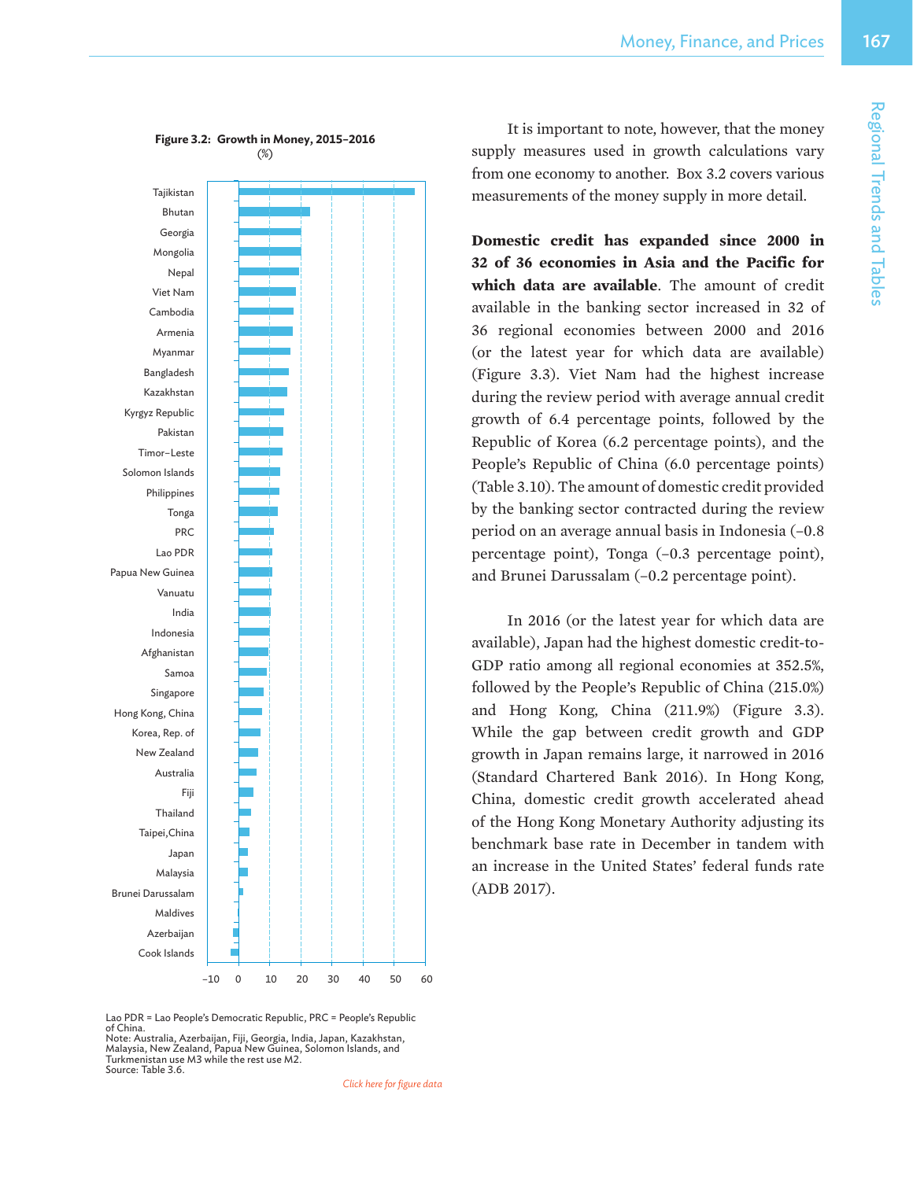**Figure 3.2: Growth in Money, 2015–2016**
(%)

Tajikistan, Bhutan, Georgia, Mongolia, Nepal, Viet Nam, Cambodia, Armenia, Myanmar, Bangladesh, Kazakhstan, Kyrgyz Republic, Pakistan, Timor-Leste, Solomon Islands, Philippines, Tonga, PRC, Lao PDR, Papua New Guinea, Vanuatu, India, Indonesia, Afghanistan, Samoa, Singapore, Hong Kong, China, Korea, Rep. of, New Zealand, Australia, Fiji, Thailand, Taipei,China, Japan, Malaysia, Brunei Darussalam, Maldives, Azerbaijan, Cook Islands

–10 0 10 20 30 40 50 60

Lao PDR = Lao People's Democratic Republic, PRC = People's Republic of China.
Note: Australia, Azerbaijan, Fiji, Georgia, India, Japan, Kazakhstan, Malaysia, New Zealand, Papua New Guinea, Solomon Islands, and Turkmenistan use M3 while the rest use M2.
Source: Table 3.6.

*Click here for figure data*

It is important to note, however, that the money supply measures used in growth calculations vary from one economy to another. Box 3.2 covers various measurements of the money supply in more detail.

**Domestic credit has expanded since 2000 in 32 of 36 economies in Asia and the Pacific for which data are available**. The amount of credit available in the banking sector increased in 32 of 36 regional economies between 2000 and 2016 (or the latest year for which data are available) (Figure 3.3). Viet Nam had the highest increase during the review period with average annual credit growth of 6.4 percentage points, followed by the Republic of Korea (6.2 percentage points), and the People's Republic of China (6.0 percentage points) (Table 3.10). The amount of domestic credit provided by the banking sector contracted during the review period on an average annual basis in Indonesia (–0.8 percentage point), Tonga (–0.3 percentage point), and Brunei Darussalam (–0.2 percentage point).

In 2016 (or the latest year for which data are available), Japan had the highest domestic credit-to-GDP ratio among all regional economies at 352.5%, followed by the People's Republic of China (215.0%) and Hong Kong, China (211.9%) (Figure 3.3). While the gap between credit growth and GDP growth in Japan remains large, it narrowed in 2016 (Standard Chartered Bank 2016). In Hong Kong, China, domestic credit growth accelerated ahead of the Hong Kong Monetary Authority adjusting its benchmark base rate in December in tandem with an increase in the United States' federal funds rate (ADB 2017).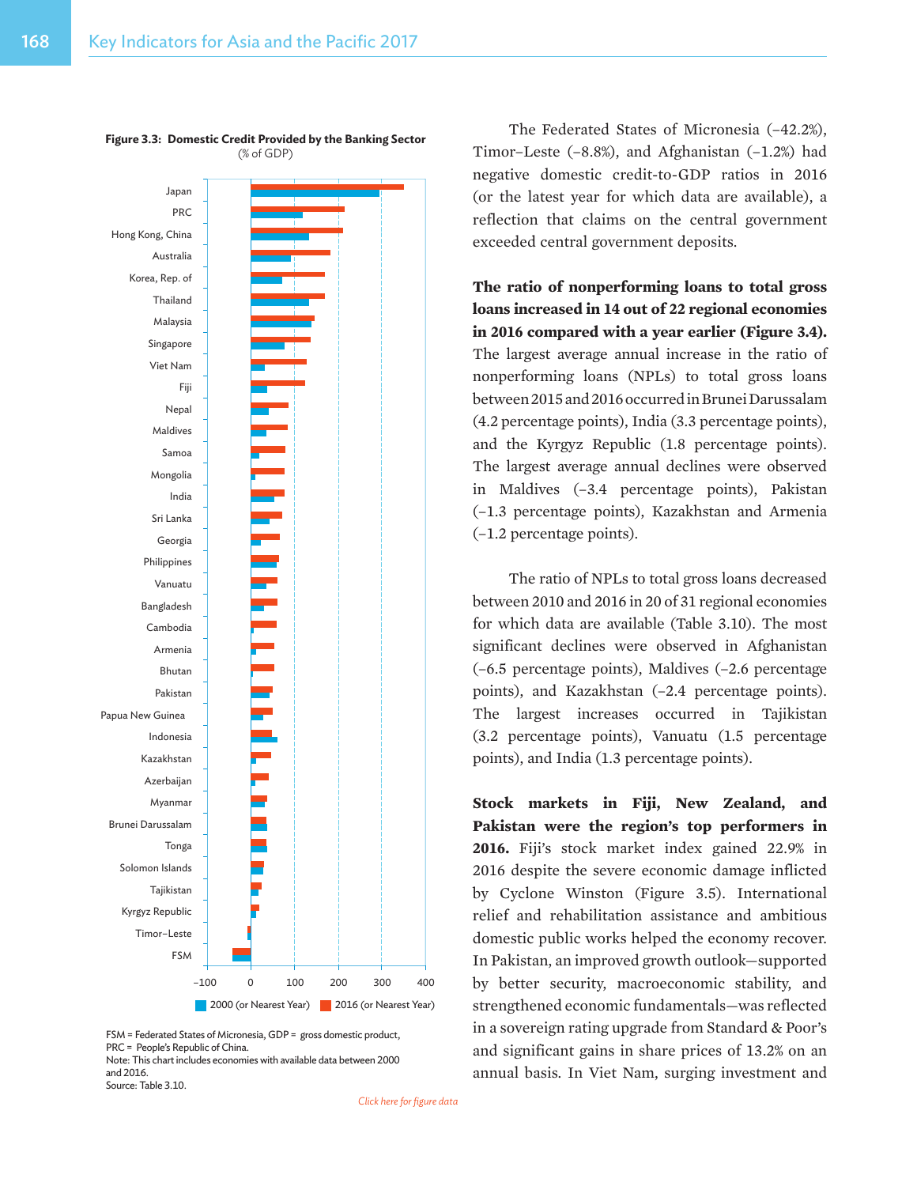**Figure 3.3: Domestic Credit Provided by the Banking Sector**
(% of GDP)

FSM = Federated States of Micronesia, GDP = gross domestic product, PRC = People's Republic of China.
Note: This chart includes economies with available data between 2000 and 2016.
Source: Table 3.10.

*Click here for figure data*

The Federated States of Micronesia (–42.2%), Timor-Leste (–8.8%), and Afghanistan (–1.2%) had negative domestic credit-to-GDP ratios in 2016 (or the latest year for which data are available), a reflection that claims on the central government exceeded central government deposits.

**The ratio of nonperforming loans to total gross loans increased in 14 out of 22 regional economies in 2016 compared with a year earlier (Figure 3.4).** The largest average annual increase in the ratio of nonperforming loans (NPLs) to total gross loans between 2015 and 2016 occurred in Brunei Darussalam (4.2 percentage points), India (3.3 percentage points), and the Kyrgyz Republic (1.8 percentage points). The largest average annual declines were observed in Maldives (–3.4 percentage points), Pakistan (–1.3 percentage points), Kazakhstan and Armenia (–1.2 percentage points).

The ratio of NPLs to total gross loans decreased between 2010 and 2016 in 20 of 31 regional economies for which data are available (Table 3.10). The most significant declines were observed in Afghanistan (–6.5 percentage points), Maldives (–2.6 percentage points), and Kazakhstan (–2.4 percentage points). The largest increases occurred in Tajikistan (3.2 percentage points), Vanuatu (1.5 percentage points), and India (1.3 percentage points).

**Stock markets in Fiji, New Zealand, and Pakistan were the region's top performers in 2016.** Fiji's stock market index gained 22.9% in 2016 despite the severe economic damage inflicted by Cyclone Winston (Figure 3.5). International relief and rehabilitation assistance and ambitious domestic public works helped the economy recover. In Pakistan, an improved growth outlook—supported by better security, macroeconomic stability, and strengthened economic fundamentals—was reflected in a sovereign rating upgrade from Standard & Poor's and significant gains in share prices of 13.2% on an annual basis. In Viet Nam, surging investment and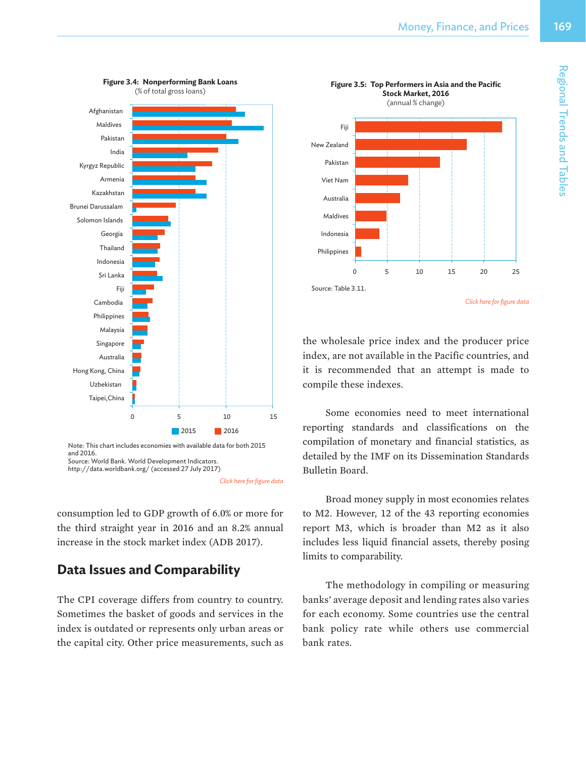**Figure 3.4: Nonperforming Bank Loans**
(% of total gross loans)

Note: This chart includes economies with available data for both 2015 and 2016.
Source: World Bank. World Development Indicators. http://data.worldbank.org/ (accessed 27 July 2017)

*Click here for figure data*

**Figure 3.5: Top Performers in Asia and the Pacific Stock Market, 2016**
(annual % change)

Source: Table 3.11.

*Click here for figure data*

consumption led to GDP growth of 6.0% or more for the third straight year in 2016 and an 8.2% annual increase in the stock market index (ADB 2017).

## Data Issues and Comparability

The CPI coverage differs from country to country. Sometimes the basket of goods and services in the index is outdated or represents only urban areas or the capital city. Other price measurements, such as the wholesale price index and the producer price index, are not available in the Pacific countries, and it is recommended that an attempt is made to compile these indexes.

Some economies need to meet international reporting standards and classifications on the compilation of monetary and financial statistics, as detailed by the IMF on its Dissemination Standards Bulletin Board.

Broad money supply in most economies relates to M2. However, 12 of the 43 reporting economies report M3, which is broader than M2 as it also includes less liquid financial assets, thereby posing limits to comparability.

The methodology in compiling or measuring banks' average deposit and lending rates also varies for each economy. Some countries use the central bank policy rate while others use commercial bank rates.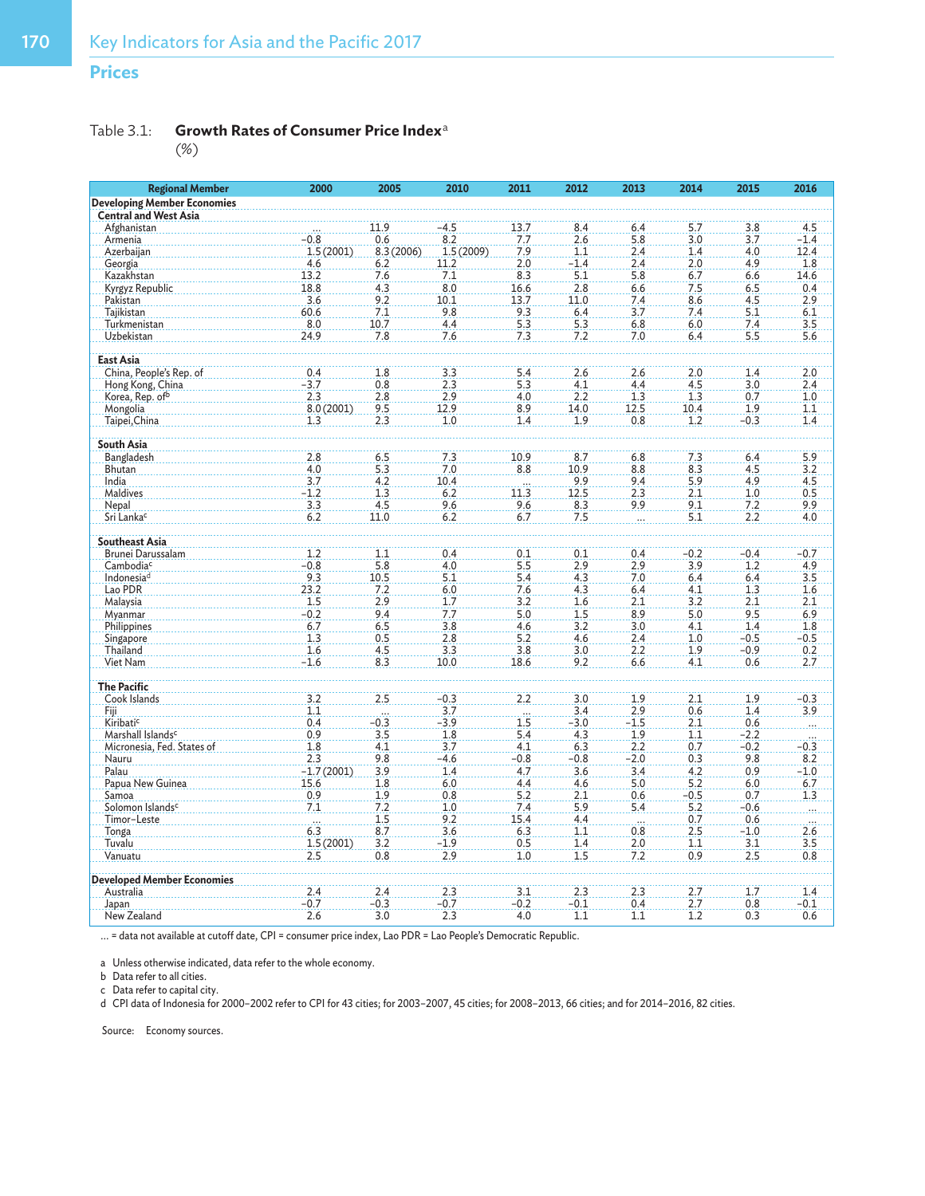## Prices

Table 3.1: **Growth Rates of Consumer Price Index**[a]
(%)

| Regional Member | 2000 | 2005 | 2010 | 2011 | 2012 | 2013 | 2014 | 2015 | 2016 |
|---|---|---|---|---|---|---|---|---|---|
| **Developing Member Economies** | | | | | | | | | |
| **Central and West Asia** | | | | | | | | | |
| Afghanistan | ... | 11.9 | −4.5 | 13.7 | 8.4 | 6.4 | 5.7 | 3.8 | 4.5 |
| Armenia | −0.8 | 0.6 | 8.2 | 7.7 | 2.6 | 5.8 | 3.0 | 3.7 | −1.4 |
| Azerbaijan | 1.5 (2001) | 8.3 (2006) | 1.5 (2009) | 7.9 | 1.1 | 2.4 | 1.4 | 4.0 | 12.4 |
| Georgia | 4.6 | 6.2 | 11.2 | 2.0 | −1.4 | 2.4 | 2.0 | 4.9 | 1.8 |
| Kazakhstan | 13.2 | 7.6 | 7.1 | 8.3 | 5.1 | 5.8 | 6.7 | 6.6 | 14.6 |
| Kyrgyz Republic | 18.8 | 4.3 | 8.0 | 16.6 | 2.8 | 6.6 | 7.5 | 6.5 | 0.4 |
| Pakistan | 3.6 | 9.2 | 10.1 | 13.7 | 11.0 | 7.4 | 8.6 | 4.5 | 2.9 |
| Tajikistan | 60.6 | 7.1 | 9.8 | 9.3 | 6.4 | 3.7 | 7.4 | 5.1 | 6.1 |
| Turkmenistan | 8.0 | 10.7 | 4.4 | 5.3 | 5.3 | 6.8 | 6.0 | 7.4 | 3.5 |
| Uzbekistan | 24.9 | 7.8 | 7.6 | 7.3 | 7.2 | 7.0 | 6.4 | 5.5 | 5.6 |
| **East Asia** | | | | | | | | | |
| China, People's Rep. of | 0.4 | 1.8 | 3.3 | 5.4 | 2.6 | 2.6 | 2.0 | 1.4 | 2.0 |
| Hong Kong, China | −3.7 | 0.8 | 2.3 | 5.3 | 4.1 | 4.4 | 4.5 | 3.0 | 2.4 |
| Korea, Rep. of[b] | 2.3 | 2.8 | 2.9 | 4.0 | 2.2 | 1.3 | 1.3 | 0.7 | 1.0 |
| Mongolia | 8.0 (2001) | 9.5 | 12.9 | 8.9 | 14.0 | 12.5 | 10.4 | 1.9 | 1.1 |
| Taipei,China | 1.3 | 2.3 | 1.0 | 1.4 | 1.9 | 0.8 | 1.2 | −0.3 | 1.4 |
| **South Asia** | | | | | | | | | |
| Bangladesh | 2.8 | 6.5 | 7.3 | 10.9 | 8.7 | 6.8 | 7.3 | 6.4 | 5.9 |
| Bhutan | 4.0 | 5.3 | 7.0 | 8.8 | 10.9 | 8.8 | 8.3 | 4.5 | 3.2 |
| India | 3.7 | 4.2 | 10.4 | ... | 9.9 | 9.4 | 5.9 | 4.9 | 4.5 |
| Maldives | −1.2 | 1.3 | 6.2 | 11.3 | 12.5 | 2.3 | 2.1 | 1.0 | 0.5 |
| Nepal | 3.3 | 4.5 | 9.6 | 9.6 | 8.3 | 9.9 | 9.1 | 7.2 | 9.9 |
| Sri Lanka[c] | 6.2 | 11.0 | 6.2 | 6.7 | 7.5 | ... | 5.1 | 2.2 | 4.0 |
| **Southeast Asia** | | | | | | | | | |
| Brunei Darussalam | 1.2 | 1.1 | 0.4 | 0.1 | 0.1 | 0.4 | −0.2 | −0.4 | −0.7 |
| Cambodia[c] | −0.8 | 5.8 | 4.0 | 5.5 | 2.9 | 2.9 | 3.9 | 1.2 | 4.9 |
| Indonesia[d] | 9.3 | 10.5 | 5.1 | 5.4 | 4.3 | 7.0 | 6.4 | 6.4 | 3.5 |
| Lao PDR | 23.2 | 7.2 | 6.0 | 7.6 | 4.3 | 6.4 | 4.1 | 1.3 | 1.6 |
| Malaysia | 1.5 | 2.9 | 1.7 | 3.2 | 1.6 | 2.1 | 3.2 | 2.1 | 2.1 |
| Myanmar | −0.2 | 9.4 | 7.7 | 5.0 | 1.5 | 8.9 | 5.0 | 9.5 | 6.9 |
| Philippines | 6.7 | 6.5 | 3.8 | 4.6 | 3.2 | 3.0 | 4.1 | 1.4 | 1.8 |
| Singapore | 1.3 | 0.5 | 2.8 | 5.2 | 4.6 | 2.4 | 1.0 | −0.5 | −0.5 |
| Thailand | 1.6 | 4.5 | 3.3 | 3.8 | 3.0 | 2.2 | 1.9 | −0.9 | 0.2 |
| Viet Nam | −1.6 | 8.3 | 10.0 | 18.6 | 9.2 | 6.6 | 4.1 | 0.6 | 2.7 |
| **The Pacific** | | | | | | | | | |
| Cook Islands | 3.2 | 2.5 | −0.3 | 2.2 | 3.0 | 1.9 | 2.1 | 1.9 | −0.3 |
| Fiji | 1.1 | ... | 3.7 | ... | 3.4 | 2.9 | 0.6 | 1.4 | 3.9 |
| Kiribati[c] | 0.4 | −0.3 | −3.9 | 1.5 | −3.0 | −1.5 | 2.1 | 0.6 | ... |
| Marshall Islands[c] | 0.9 | 3.5 | 1.8 | 5.4 | 4.3 | 1.9 | 1.1 | −2.2 | ... |
| Micronesia, Fed. States of | 1.8 | 4.1 | 3.7 | 4.1 | 6.3 | 2.2 | 0.7 | −0.2 | −0.3 |
| Nauru | 2.3 | 9.8 | −4.6 | −0.8 | −0.8 | −2.0 | 0.3 | 9.8 | 8.2 |
| Palau | −1.7 (2001) | 3.9 | 1.4 | 4.7 | 3.6 | 3.4 | 4.2 | 0.9 | −1.0 |
| Papua New Guinea | 15.6 | 1.8 | 6.0 | 4.4 | 4.6 | 5.0 | 5.2 | 6.0 | 6.7 |
| Samoa | 0.9 | 1.9 | 0.8 | 5.2 | 2.1 | 0.6 | −0.5 | 0.7 | 1.3 |
| Solomon Islands[c] | 7.1 | 7.2 | 1.0 | 7.4 | 5.9 | 5.4 | 5.2 | −0.6 | ... |
| Timor-Leste | ... | 1.5 | 9.2 | 15.4 | 4.4 | ... | 0.7 | 0.6 | ... |
| Tonga | 6.3 | 8.7 | 3.6 | 6.3 | 1.1 | 0.8 | 2.5 | −1.0 | 2.6 |
| Tuvalu | 1.5 (2001) | 3.2 | −1.9 | 0.5 | 1.4 | 2.0 | 1.1 | 3.1 | 3.5 |
| Vanuatu | 2.5 | 0.8 | 2.9 | 1.0 | 1.5 | 7.2 | 0.9 | 2.5 | 0.8 |
| **Developed Member Economies** | | | | | | | | | |
| Australia | 2.4 | 2.4 | 2.3 | 3.1 | 2.3 | 2.3 | 2.7 | 1.7 | 1.4 |
| Japan | −0.7 | −0.3 | −0.7 | −0.2 | −0.1 | 0.4 | 2.7 | 0.8 | −0.1 |
| New Zealand | 2.6 | 3.0 | 2.3 | 4.0 | 1.1 | 1.1 | 1.2 | 0.3 | 0.6 |

... = data not available at cutoff date, CPI = consumer price index, Lao PDR = Lao People's Democratic Republic.

a Unless otherwise indicated, data refer to the whole economy.

b Data refer to all cities.

c Data refer to capital city.

d CPI data of Indonesia for 2000–2002 refer to CPI for 43 cities; for 2003–2007, 45 cities; for 2008–2013, 66 cities; and for 2014–2016, 82 cities.

Source: Economy sources.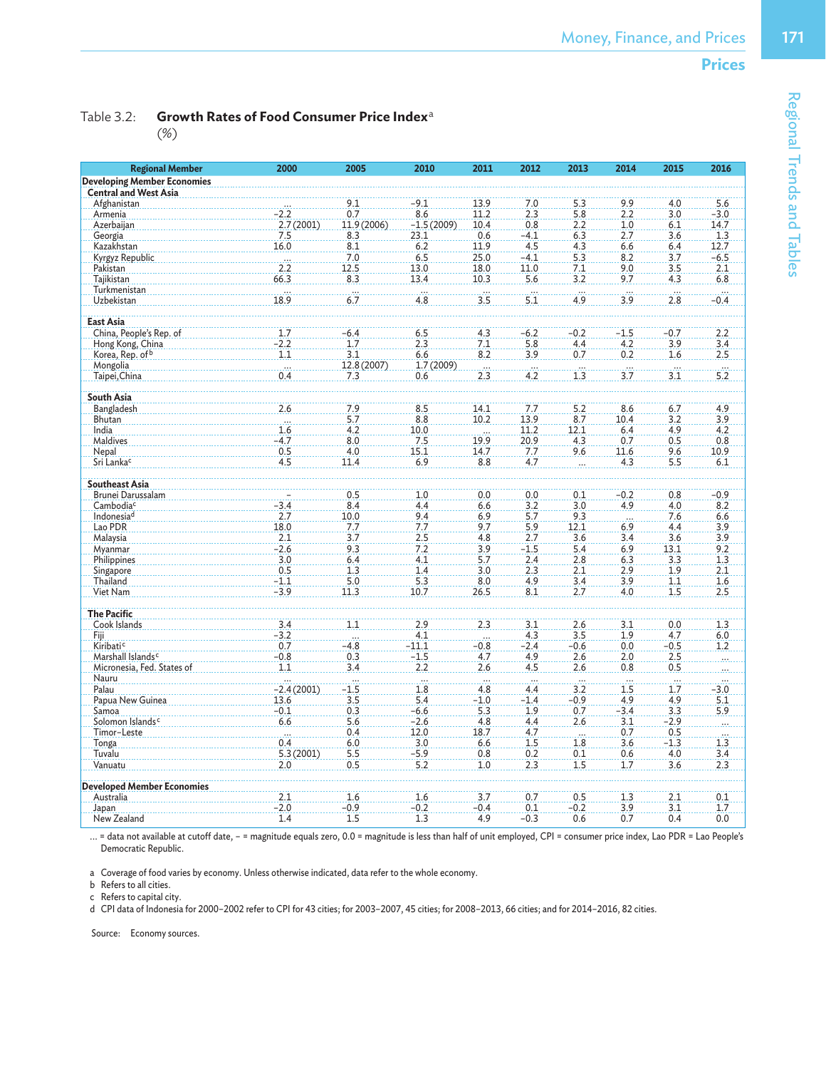Table 3.2: **Growth Rates of Food Consumer Price Index**[a]
(%)

| Regional Member | 2000 | 2005 | 2010 | 2011 | 2012 | 2013 | 2014 | 2015 | 2016 |
|---|---|---|---|---|---|---|---|---|---|
| **Developing Member Economies** | | | | | | | | | |
| **Central and West Asia** | | | | | | | | | |
| Afghanistan | ... | 9.1 | –9.1 | 13.9 | 7.0 | 5.3 | 9.9 | 4.0 | 5.6 |
| Armenia | –2.2 | 0.7 | 8.6 | 11.2 | 2.3 | 5.8 | 2.2 | 3.0 | –3.0 |
| Azerbaijan | 2.7 (2001) | 11.9 (2006) | –1.5 (2009) | 10.4 | 0.8 | 2.2 | 1.0 | 6.1 | 14.7 |
| Georgia | 7.5 | 8.3 | 23.1 | 0.6 | –4.1 | 6.3 | 2.7 | 3.6 | 1.3 |
| Kazakhstan | 16.0 | 8.1 | 6.2 | 11.9 | 4.5 | 4.3 | 6.6 | 6.4 | 12.7 |
| Kyrgyz Republic | ... | 7.0 | 6.5 | 25.0 | –4.1 | 5.3 | 8.2 | 3.7 | –6.5 |
| Pakistan | 2.2 | 12.5 | 13.0 | 18.0 | 11.0 | 7.1 | 9.0 | 3.5 | 2.1 |
| Tajikistan | 66.3 | 8.3 | 13.4 | 10.3 | 5.6 | 3.2 | 9.7 | 4.3 | 6.8 |
| Turkmenistan | ... | ... | ... | ... | ... | ... | ... | ... | ... |
| Uzbekistan | 18.9 | 6.7 | 4.8 | 3.5 | 5.1 | 4.9 | 3.9 | 2.8 | –0.4 |
| **East Asia** | | | | | | | | | |
| China, People's Rep. of | 1.7 | –6.4 | 6.5 | 4.3 | –6.2 | –0.2 | –1.5 | –0.7 | 2.2 |
| Hong Kong, China | –2.2 | 1.7 | 2.3 | 7.1 | 5.8 | 4.4 | 4.2 | 3.9 | 3.4 |
| Korea, Rep. of[b] | 1.1 | 3.1 | 6.6 | 8.2 | 3.9 | 0.7 | 0.2 | 1.6 | 2.5 |
| Mongolia | ... | 12.8 (2007) | 1.7 (2009) | ... | ... | ... | ... | ... | ... |
| Taipei,China | 0.4 | 7.3 | 0.6 | 2.3 | 4.2 | 1.3 | 3.7 | 3.1 | 5.2 |
| **South Asia** | | | | | | | | | |
| Bangladesh | 2.6 | 7.9 | 8.5 | 14.1 | 7.7 | 5.2 | 8.6 | 6.7 | 4.9 |
| Bhutan | ... | 5.7 | 8.8 | 10.2 | 13.9 | 8.7 | 10.4 | 3.2 | 3.9 |
| India | 1.6 | 4.2 | 10.0 | ... | 11.2 | 12.1 | 6.4 | 4.9 | 4.2 |
| Maldives | –4.7 | 8.0 | 7.5 | 19.9 | 20.9 | 4.3 | 0.7 | 0.5 | 0.8 |
| Nepal | 0.5 | 4.0 | 15.1 | 14.7 | 7.7 | 9.6 | 11.6 | 9.6 | 10.9 |
| Sri Lanka[c] | 4.5 | 11.4 | 6.9 | 8.8 | 4.7 | ... | 4.3 | 5.5 | 6.1 |
| **Southeast Asia** | | | | | | | | | |
| Brunei Darussalam | – | 0.5 | 1.0 | 0.0 | 0.0 | 0.1 | –0.2 | 0.8 | –0.9 |
| Cambodia[c] | –3.4 | 8.4 | 4.4 | 6.6 | 3.2 | 3.0 | 4.9 | 4.0 | 8.2 |
| Indonesia[d] | 2.7 | 10.0 | 9.4 | 6.9 | 5.7 | 9.3 | ... | 7.6 | 6.6 |
| Lao PDR | 18.0 | 7.7 | 7.7 | 9.7 | 5.9 | 12.1 | 6.9 | 4.4 | 3.9 |
| Malaysia | 2.1 | 3.7 | 2.5 | 4.8 | 2.7 | 3.6 | 3.4 | 3.6 | 3.9 |
| Myanmar | –2.6 | 9.3 | 7.2 | 3.9 | –1.5 | 5.4 | 6.9 | 13.1 | 9.2 |
| Philippines | 3.0 | 6.4 | 4.1 | 5.7 | 2.4 | 2.8 | 6.3 | 3.3 | 1.3 |
| Singapore | 0.5 | 1.3 | 1.4 | 3.0 | 2.3 | 2.1 | 2.9 | 1.9 | 2.1 |
| Thailand | –1.1 | 5.0 | 5.3 | 8.0 | 4.9 | 3.4 | 3.9 | 1.1 | 1.6 |
| Viet Nam | –3.9 | 11.3 | 10.7 | 26.5 | 8.1 | 2.7 | 4.0 | 1.5 | 2.5 |
| **The Pacific** | | | | | | | | | |
| Cook Islands | 3.4 | 1.1 | 2.9 | 2.3 | 3.1 | 2.6 | 3.1 | 0.0 | 1.3 |
| Fiji | –3.2 | ... | 4.1 | ... | 4.3 | 3.5 | 1.9 | 4.7 | 6.0 |
| Kiribati[c] | 0.7 | –4.8 | –11.1 | –0.8 | –2.4 | –0.6 | 0.0 | –0.5 | 1.2 |
| Marshall Islands[c] | –0.8 | 0.3 | –1.5 | 4.7 | 4.9 | 2.6 | 2.0 | 2.5 | ... |
| Micronesia, Fed. States of | 1.1 | 3.4 | 2.2 | 2.6 | 4.5 | 2.6 | 0.8 | 0.5 | ... |
| Nauru | ... | ... | ... | ... | ... | ... | ... | ... | ... |
| Palau | –2.4 (2001) | –1.5 | 1.8 | 4.8 | 4.4 | 3.2 | 1.5 | 1.7 | –3.0 |
| Papua New Guinea | 13.6 | 3.5 | 5.4 | –1.0 | –1.4 | –0.9 | 4.9 | 4.9 | 5.1 |
| Samoa | –0.1 | 0.3 | –6.6 | 5.3 | 1.9 | 0.7 | –3.4 | 3.3 | 5.9 |
| Solomon Islands[c] | 6.6 | 5.6 | –2.6 | 4.8 | 4.4 | 2.6 | 3.1 | –2.9 | ... |
| Timor-Leste | ... | 0.4 | 12.0 | 18.7 | 4.7 | ... | 0.7 | 0.5 | ... |
| Tonga | 0.4 | 6.0 | 3.0 | 6.6 | 1.5 | 1.8 | 3.6 | –1.3 | 1.3 |
| Tuvalu | 5.3 (2001) | 5.5 | –5.9 | 0.8 | 0.2 | 0.1 | 0.6 | 4.0 | 3.4 |
| Vanuatu | 2.0 | 0.5 | 5.2 | 1.0 | 2.3 | 1.5 | 1.7 | 3.6 | 2.3 |
| **Developed Member Economies** | | | | | | | | | |
| Australia | 2.1 | 1.6 | 1.6 | 3.7 | 0.7 | 0.5 | 1.3 | 2.1 | 0.1 |
| Japan | –2.0 | –0.9 | –0.2 | –0.4 | 0.1 | –0.2 | 3.9 | 3.1 | 1.7 |
| New Zealand | 1.4 | 1.5 | 1.3 | 4.9 | –0.3 | 0.6 | 0.7 | 0.4 | 0.0 |

... = data not available at cutoff date, – = magnitude equals zero, 0.0 = magnitude is less than half of unit employed, CPI = consumer price index, Lao PDR = Lao People's Democratic Republic.

a Coverage of food varies by economy. Unless otherwise indicated, data refer to the whole economy.
b Refers to all cities.
c Refers to capital city.
d CPI data of Indonesia for 2000–2002 refer to CPI for 43 cities; for 2003–2007, 45 cities; for 2008–2013, 66 cities; and for 2014–2016, 82 cities.

Source: Economy sources.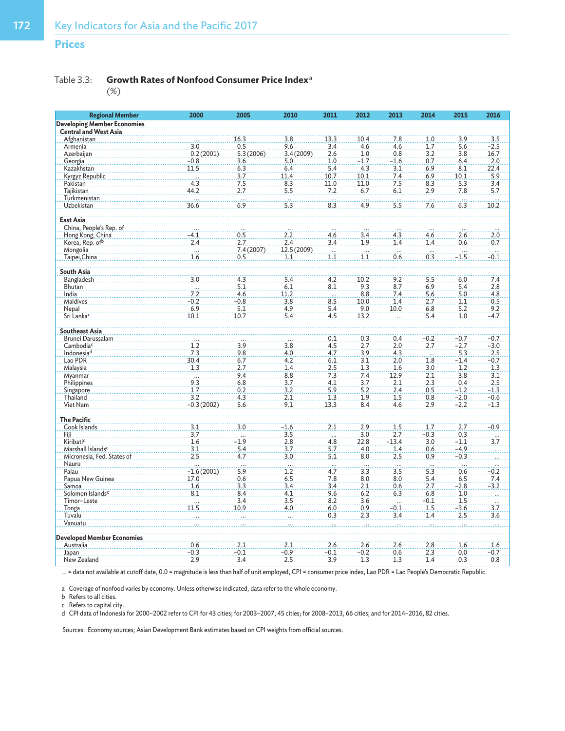## Prices

Table 3.3: **Growth Rates of Nonfood Consumer Price Index**[a]
(%)

| Regional Member | 2000 | 2005 | 2010 | 2011 | 2012 | 2013 | 2014 | 2015 | 2016 |
|---|---|---|---|---|---|---|---|---|---|
| **Developing Member Economies** | | | | | | | | | |
| **Central and West Asia** | | | | | | | | | |
| Afghanistan | ... | 16.3 | 3.8 | 13.3 | 10.4 | 7.8 | 1.0 | 3.9 | 3.5 |
| Armenia | 3.0 | 0.5 | 9.6 | 3.4 | 4.6 | 4.6 | 1.7 | 5.6 | −2.5 |
| Azerbaijan | 0.2 (2001) | 5.3 (2006) | 3.4 (2009) | 2.6 | 1.0 | 0.8 | 3.2 | 3.8 | 16.7 |
| Georgia | −0.8 | 3.6 | 5.0 | 1.0 | −1.7 | −1.6 | 0.7 | 6.4 | 2.0 |
| Kazakhstan | 11.5 | 6.3 | 6.4 | 5.4 | 4.3 | 3.1 | 6.9 | 8.1 | 22.4 |
| Kyrgyz Republic | ... | 3.7 | 11.4 | 10.7 | 10.1 | 7.4 | 6.9 | 10.1 | 5.9 |
| Pakistan | 4.3 | 7.5 | 8.3 | 11.0 | 11.0 | 7.5 | 8.3 | 5.3 | 3.4 |
| Tajikistan | 44.2 | 2.7 | 5.5 | 7.2 | 6.7 | 6.1 | 2.9 | 7.8 | 5.7 |
| Turkmenistan | ... | ... | ... | ... | ... | ... | ... | ... | ... |
| Uzbekistan | 36.6 | 6.9 | 5.3 | 8.3 | 4.9 | 5.5 | 7.6 | 6.3 | 10.2 |
| **East Asia** | | | | | | | | | |
| China, People's Rep. of | ... | ... | ... | ... | ... | ... | ... | ... | ... |
| Hong Kong, China | −4.1 | 0.5 | 2.2 | 4.6 | 3.4 | 4.3 | 4.6 | 2.6 | 2.0 |
| Korea, Rep. of[b] | 2.4 | 2.7 | 2.4 | 3.4 | 1.9 | 1.4 | 1.4 | 0.6 | 0.7 |
| Mongolia | ... | 7.4 (2007) | 12.5 (2009) | ... | ... | ... | ... | ... | ... |
| Taipei,China | 1.6 | 0.5 | 1.1 | 1.1 | 1.1 | 0.6 | 0.3 | −1.5 | −0.1 |
| **South Asia** | | | | | | | | | |
| Bangladesh | 3.0 | 4.3 | 5.4 | 4.2 | 10.2 | 9.2 | 5.5 | 6.0 | 7.4 |
| Bhutan | ... | 5.1 | 6.1 | 8.1 | 9.3 | 8.7 | 6.9 | 5.4 | 2.8 |
| India | 7.2 | 4.6 | 11.2 | ... | 8.8 | 7.4 | 5.6 | 5.0 | 4.8 |
| Maldives | −0.2 | −0.8 | 3.8 | 8.5 | 10.0 | 1.4 | 2.7 | 1.1 | 0.5 |
| Nepal | 6.9 | 5.1 | 4.9 | 5.4 | 9.0 | 10.0 | 6.8 | 5.2 | 9.2 |
| Sri Lanka[c] | 10.1 | 10.7 | 5.4 | 4.5 | 13.2 | ... | 5.4 | 1.0 | −4.7 |
| **Southeast Asia** | | | | | | | | | |
| Brunei Darussalam | ... | ... | ... | 0.1 | 0.3 | 0.4 | −0.2 | −0.7 | −0.7 |
| Cambodia[c] | 1.2 | 3.9 | 3.8 | 4.5 | 2.7 | 2.0 | 2.7 | −2.7 | −3.0 |
| Indonesia[d] | 7.3 | 9.8 | 4.0 | 4.7 | 3.9 | 4.3 | ... | 5.3 | 2.5 |
| Lao PDR | 30.4 | 6.7 | 4.2 | 6.1 | 3.1 | 2.0 | 1.8 | −1.4 | −0.7 |
| Malaysia | 1.3 | 2.7 | 1.4 | 2.5 | 1.3 | 1.6 | 3.0 | 1.2 | 1.3 |
| Myanmar | ... | 9.4 | 8.8 | 7.3 | 7.4 | 12.9 | 2.1 | 3.8 | 3.1 |
| Philippines | 9.3 | 6.8 | 3.7 | 4.1 | 3.7 | 2.1 | 2.3 | 0.4 | 2.5 |
| Singapore | 1.7 | 0.2 | 3.2 | 5.9 | 5.2 | 2.4 | 0.5 | −1.2 | −1.3 |
| Thailand | 3.2 | 4.3 | 2.1 | 1.3 | 1.9 | 1.5 | 0.8 | −2.0 | −0.6 |
| Viet Nam | −0.3 (2002) | 5.6 | 9.1 | 13.3 | 8.4 | 4.6 | 2.9 | −2.2 | −1.3 |
| **The Pacific** | | | | | | | | | |
| Cook Islands | 3.1 | 3.0 | −1.6 | 2.1 | 2.9 | 1.5 | 1.7 | 2.7 | −0.9 |
| Fiji | 3.7 | ... | 3.5 | ... | 3.0 | 2.7 | −0.3 | 0.3 | ... |
| Kiribati[c] | 1.6 | −1.9 | 2.8 | 4.8 | 22.8 | −13.4 | 3.0 | −1.1 | 3.7 |
| Marshall Islands[c] | 3.1 | 5.4 | 3.7 | 5.7 | 4.0 | 1.4 | 0.6 | −4.9 | ... |
| Micronesia, Fed. States of | 2.5 | 4.7 | 3.0 | 5.1 | 8.0 | 2.5 | 0.9 | −0.3 | ... |
| Nauru | ... | ... | ... | ... | ... | ... | ... | ... | ... |
| Palau | −1.6 (2001) | 5.9 | 1.2 | 4.7 | 3.3 | 3.5 | 5.3 | 0.6 | −0.2 |
| Papua New Guinea | 17.0 | 0.6 | 6.5 | 7.8 | 8.0 | 8.0 | 5.4 | 6.5 | 7.4 |
| Samoa | 1.6 | 3.3 | 3.4 | 3.4 | 2.1 | 0.6 | 2.7 | −2.8 | −3.2 |
| Solomon Islands[c] | 8.1 | 8.4 | 4.1 | 9.6 | 6.2 | 6.3 | 6.8 | 1.0 | ... |
| Timor-Leste | ... | 3.4 | 3.5 | 8.2 | 3.6 | ... | −0.1 | 1.5 | ... |
| Tonga | 11.5 | 10.9 | 4.0 | 6.0 | 0.9 | −0.1 | 1.5 | −3.6 | 3.7 |
| Tuvalu | ... | ... | ... | 0.3 | 2.3 | 3.4 | 1.4 | 2.5 | 3.6 |
| Vanuatu | ... | ... | ... | ... | ... | ... | ... | ... | ... |
| **Developed Member Economies** | | | | | | | | | |
| Australia | 0.6 | 2.1 | 2.1 | 2.6 | 2.6 | 2.6 | 2.8 | 1.6 | 1.6 |
| Japan | −0.3 | −0.1 | −0.9 | −0.1 | −0.2 | 0.6 | 2.3 | 0.0 | −0.7 |
| New Zealand | 2.9 | 3.4 | 2.5 | 3.9 | 1.3 | 1.3 | 1.4 | 0.3 | 0.8 |

... = data not available at cutoff date, 0.0 = magnitude is less than half of unit employed, CPI = consumer price index, Lao PDR = Lao People's Democratic Republic.

a Coverage of nonfood varies by economy. Unless otherwise indicated, data refer to the whole economy.
b Refers to all cities.
c Refers to capital city.
d CPI data of Indonesia for 2000–2002 refer to CPI for 43 cities; for 2003–2007, 45 cities; for 2008–2013, 66 cities; and for 2014–2016, 82 cities.

Sources: Economy sources; Asian Development Bank estimates based on CPI weights from official sources.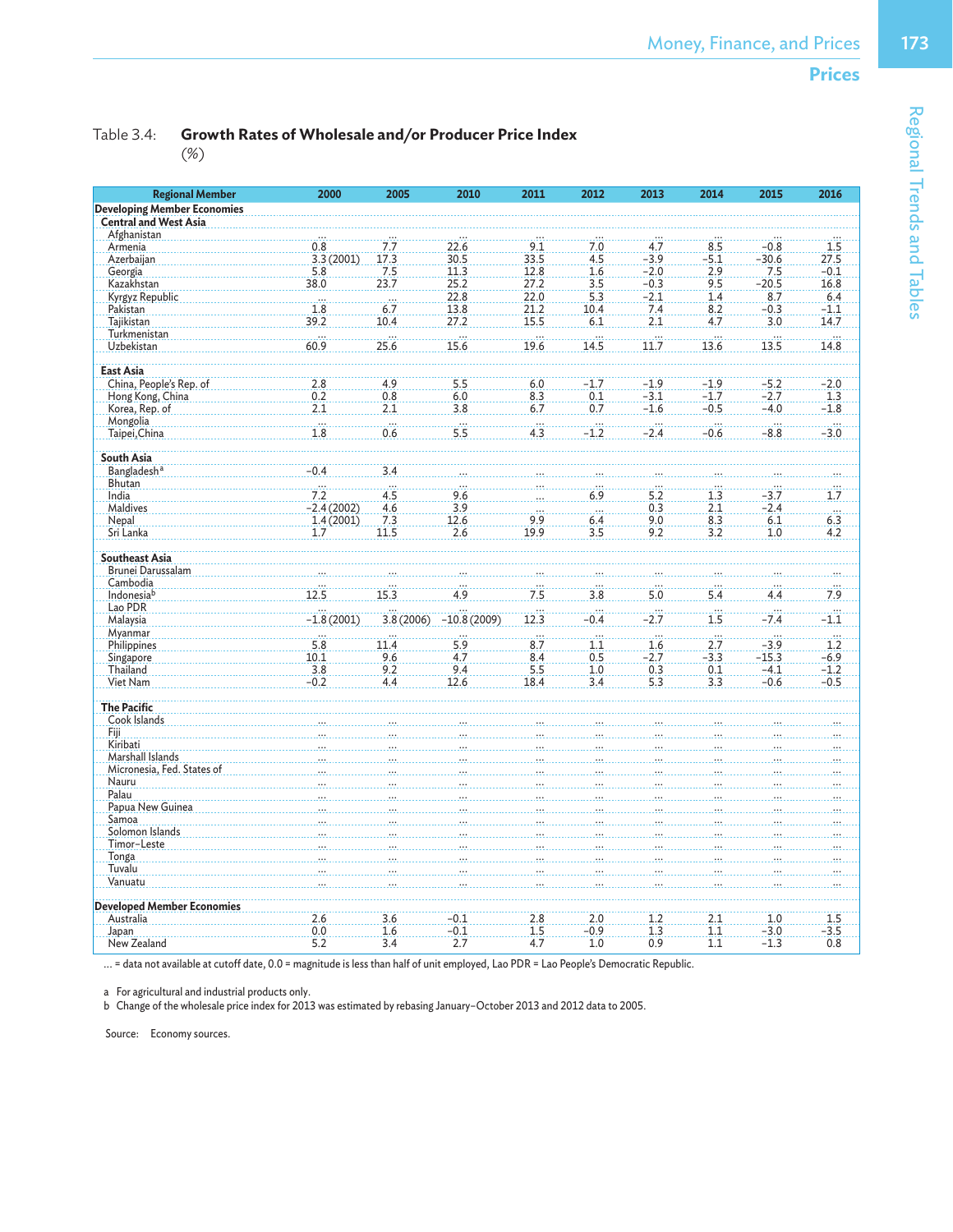Table 3.4: **Growth Rates of Wholesale and/or Producer Price Index**
(%)

| Regional Member | 2000 | 2005 | 2010 | 2011 | 2012 | 2013 | 2014 | 2015 | 2016 |
|---|---|---|---|---|---|---|---|---|---|
| **Developing Member Economies** | | | | | | | | | |
| **Central and West Asia** | | | | | | | | | |
| Afghanistan | ... | ... | ... | ... | ... | ... | ... | ... | ... |
| Armenia | 0.8 | 7.7 | 22.6 | 9.1 | 7.0 | 4.7 | 8.5 | −0.8 | 1.5 |
| Azerbaijan | 3.3 (2001) | 17.3 | 30.5 | 33.5 | 4.5 | −3.9 | −5.1 | −30.6 | 27.5 |
| Georgia | 5.8 | 7.5 | 11.3 | 12.8 | 1.6 | −2.0 | 2.9 | 7.5 | −0.1 |
| Kazakhstan | 38.0 | 23.7 | 25.2 | 27.2 | 3.5 | −0.3 | 9.5 | −20.5 | 16.8 |
| Kyrgyz Republic | ... | ... | 22.8 | 22.0 | 5.3 | −2.1 | 1.4 | 8.7 | 6.4 |
| Pakistan | 1.8 | 6.7 | 13.8 | 21.2 | 10.4 | 7.4 | 8.2 | −0.3 | −1.1 |
| Tajikistan | 39.2 | 10.4 | 27.2 | 15.5 | 6.1 | 2.1 | 4.7 | 3.0 | 14.7 |
| Turkmenistan | ... | ... | ... | ... | ... | ... | ... | ... | ... |
| Uzbekistan | 60.9 | 25.6 | 15.6 | 19.6 | 14.5 | 11.7 | 13.6 | 13.5 | 14.8 |
| **East Asia** | | | | | | | | | |
| China, People's Rep. of | 2.8 | 4.9 | 5.5 | 6.0 | −1.7 | −1.9 | −1.9 | −5.2 | −2.0 |
| Hong Kong, China | 0.2 | 0.8 | 6.0 | 8.3 | 0.1 | −3.1 | −1.7 | −2.7 | 1.3 |
| Korea, Rep. of | 2.1 | 2.1 | 3.8 | 6.7 | 0.7 | −1.6 | −0.5 | −4.0 | −1.8 |
| Mongolia | ... | ... | ... | ... | ... | ... | ... | ... | ... |
| Taipei,China | 1.8 | 0.6 | 5.5 | 4.3 | −1.2 | −2.4 | −0.6 | −8.8 | −3.0 |
| **South Asia** | | | | | | | | | |
| Bangladesh[a] | −0.4 | 3.4 | ... | ... | ... | ... | ... | ... | ... |
| Bhutan | ... | ... | ... | ... | ... | ... | ... | ... | ... |
| India | 7.2 | 4.5 | 9.6 | ... | 6.9 | 5.2 | 1.3 | −3.7 | 1.7 |
| Maldives | −2.4 (2002) | 4.6 | 3.9 | ... | ... | 0.3 | 2.1 | −2.4 | ... |
| Nepal | 1.4 (2001) | 7.3 | 12.6 | 9.9 | 6.4 | 9.0 | 8.3 | 6.1 | 6.3 |
| Sri Lanka | 1.7 | 11.5 | 2.6 | 19.9 | 3.5 | 9.2 | 3.2 | 1.0 | 4.2 |
| **Southeast Asia** | | | | | | | | | |
| Brunei Darussalam | ... | ... | ... | ... | ... | ... | ... | ... | ... |
| Cambodia | ... | ... | ... | ... | ... | ... | ... | ... | ... |
| Indonesia[b] | 12.5 | 15.3 | 4.9 | 7.5 | 3.8 | 5.0 | 5.4 | 4.4 | 7.9 |
| Lao PDR | ... | ... | ... | ... | ... | ... | ... | ... | ... |
| Malaysia | −1.8 (2001) | 3.8 (2006) | −10.8 (2009) | 12.3 | −0.4 | −2.7 | 1.5 | −7.4 | −1.1 |
| Myanmar | ... | ... | ... | ... | ... | ... | ... | ... | ... |
| Philippines | 5.8 | 11.4 | 5.9 | 8.7 | 1.1 | 1.6 | 2.7 | −3.9 | 1.2 |
| Singapore | 10.1 | 9.6 | 4.7 | 8.4 | 0.5 | −2.7 | −3.3 | −15.3 | −6.9 |
| Thailand | 3.8 | 9.2 | 9.4 | 5.5 | 1.0 | 0.3 | 0.1 | −4.1 | −1.2 |
| Viet Nam | −0.2 | 4.4 | 12.6 | 18.4 | 3.4 | 5.3 | 3.3 | −0.6 | −0.5 |
| **The Pacific** | | | | | | | | | |
| Cook Islands | ... | ... | ... | ... | ... | ... | ... | ... | ... |
| Fiji | ... | ... | ... | ... | ... | ... | ... | ... | ... |
| Kiribati | ... | ... | ... | ... | ... | ... | ... | ... | ... |
| Marshall Islands | ... | ... | ... | ... | ... | ... | ... | ... | ... |
| Micronesia, Fed. States of | ... | ... | ... | ... | ... | ... | ... | ... | ... |
| Nauru | ... | ... | ... | ... | ... | ... | ... | ... | ... |
| Palau | ... | ... | ... | ... | ... | ... | ... | ... | ... |
| Papua New Guinea | ... | ... | ... | ... | ... | ... | ... | ... | ... |
| Samoa | ... | ... | ... | ... | ... | ... | ... | ... | ... |
| Solomon Islands | ... | ... | ... | ... | ... | ... | ... | ... | ... |
| Timor-Leste | ... | ... | ... | ... | ... | ... | ... | ... | ... |
| Tonga | ... | ... | ... | ... | ... | ... | ... | ... | ... |
| Tuvalu | ... | ... | ... | ... | ... | ... | ... | ... | ... |
| Vanuatu | ... | ... | ... | ... | ... | ... | ... | ... | ... |
| **Developed Member Economies** | | | | | | | | | |
| Australia | 2.6 | 3.6 | −0.1 | 2.8 | 2.0 | 1.2 | 2.1 | 1.0 | 1.5 |
| Japan | 0.0 | 1.6 | −0.1 | 1.5 | −0.9 | 1.3 | 1.1 | −3.0 | −3.5 |
| New Zealand | 5.2 | 3.4 | 2.7 | 4.7 | 1.0 | 0.9 | 1.1 | −1.3 | 0.8 |

... = data not available at cutoff date, 0.0 = magnitude is less than half of unit employed, Lao PDR = Lao People's Democratic Republic.

a For agricultural and industrial products only.
b Change of the wholesale price index for 2013 was estimated by rebasing January–October 2013 and 2012 data to 2005.

Source: Economy sources.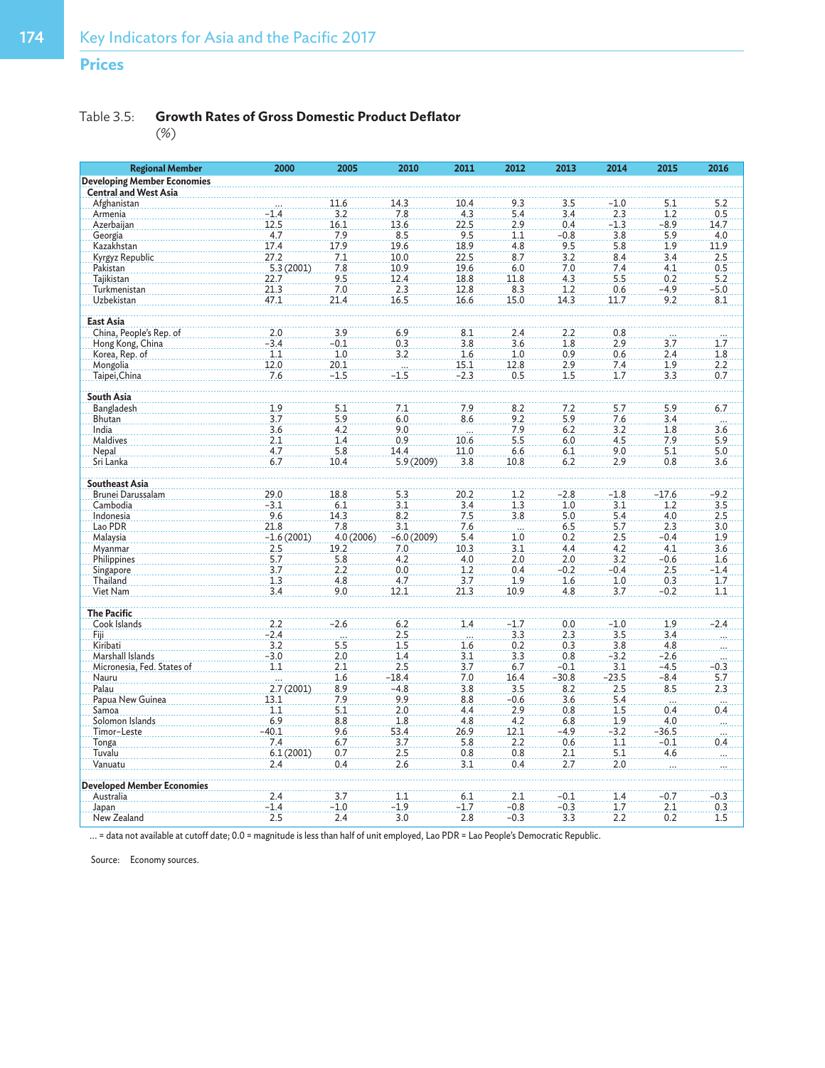## Prices

### Table 3.5: **Growth Rates of Gross Domestic Product Deflator**
(%)

| Regional Member | 2000 | 2005 | 2010 | 2011 | 2012 | 2013 | 2014 | 2015 | 2016 |
|---|---|---|---|---|---|---|---|---|---|
| **Developing Member Economies** | | | | | | | | | |
| **Central and West Asia** | | | | | | | | | |
| Afghanistan | ... | 11.6 | 14.3 | 10.4 | 9.3 | 3.5 | −1.0 | 5.1 | 5.2 |
| Armenia | −1.4 | 3.2 | 7.8 | 4.3 | 5.4 | 3.4 | 2.3 | 1.2 | 0.5 |
| Azerbaijan | 12.5 | 16.1 | 13.6 | 22.5 | 2.9 | 0.4 | −1.3 | −8.9 | 14.7 |
| Georgia | 4.7 | 7.9 | 8.5 | 9.5 | 1.1 | −0.8 | 3.8 | 5.9 | 4.0 |
| Kazakhstan | 17.4 | 17.9 | 19.6 | 18.9 | 4.8 | 9.5 | 5.8 | 1.9 | 11.9 |
| Kyrgyz Republic | 27.2 | 7.1 | 10.0 | 22.5 | 8.7 | 3.2 | 8.4 | 3.4 | 2.5 |
| Pakistan | 5.3 (2001) | 7.8 | 10.9 | 19.6 | 6.0 | 7.0 | 7.4 | 4.1 | 0.5 |
| Tajikistan | 22.7 | 9.5 | 12.4 | 18.8 | 11.8 | 4.3 | 5.5 | 0.2 | 5.2 |
| Turkmenistan | 21.3 | 7.0 | 2.3 | 12.8 | 8.3 | 1.2 | 0.6 | −4.9 | −5.0 |
| Uzbekistan | 47.1 | 21.4 | 16.5 | 16.6 | 15.0 | 14.3 | 11.7 | 9.2 | 8.1 |
| **East Asia** | | | | | | | | | |
| China, People's Rep. of | 2.0 | 3.9 | 6.9 | 8.1 | 2.4 | 2.2 | 0.8 | ... | ... |
| Hong Kong, China | −3.4 | −0.1 | 0.3 | 3.8 | 3.6 | 1.8 | 2.9 | 3.7 | 1.7 |
| Korea, Rep. of | 1.1 | 1.0 | 3.2 | 1.6 | 1.0 | 0.9 | 0.6 | 2.4 | 1.8 |
| Mongolia | 12.0 | 20.1 | ... | 15.1 | 12.8 | 2.9 | 7.4 | 1.9 | 2.2 |
| Taipei,China | 7.6 | −1.5 | −1.5 | −2.3 | 0.5 | 1.5 | 1.7 | 3.3 | 0.7 |
| **South Asia** | | | | | | | | | |
| Bangladesh | 1.9 | 5.1 | 7.1 | 7.9 | 8.2 | 7.2 | 5.7 | 5.9 | 6.7 |
| Bhutan | 3.7 | 5.9 | 6.0 | 8.6 | 9.2 | 5.9 | 7.6 | 3.4 | ... |
| India | 3.6 | 4.2 | 9.0 | ... | 7.9 | 6.2 | 3.2 | 1.8 | 3.6 |
| Maldives | 2.1 | 1.4 | 0.9 | 10.6 | 5.5 | 6.0 | 4.5 | 7.9 | 5.9 |
| Nepal | 4.7 | 5.8 | 14.4 | 11.0 | 6.6 | 6.1 | 9.0 | 5.1 | 5.0 |
| Sri Lanka | 6.7 | 10.4 | 5.9 (2009) | 3.8 | 10.8 | 6.2 | 2.9 | 0.8 | 3.6 |
| **Southeast Asia** | | | | | | | | | |
| Brunei Darussalam | 29.0 | 18.8 | 5.3 | 20.2 | 1.2 | −2.8 | −1.8 | −17.6 | −9.2 |
| Cambodia | −3.1 | 6.1 | 3.1 | 3.4 | 1.3 | 1.0 | 3.1 | 1.2 | 3.5 |
| Indonesia | 9.6 | 14.3 | 8.2 | 7.5 | 3.8 | 5.0 | 5.4 | 4.0 | 2.5 |
| Lao PDR | 21.8 | 7.8 | 3.1 | 7.6 | ... | 6.5 | 5.7 | 2.3 | 3.0 |
| Malaysia | −1.6 (2001) | 4.0 (2006) | −6.0 (2009) | 5.4 | 1.0 | 0.2 | 2.5 | −0.4 | 1.9 |
| Myanmar | 2.5 | 19.2 | 7.0 | 10.3 | 3.1 | 4.4 | 4.2 | 4.1 | 3.6 |
| Philippines | 5.7 | 5.8 | 4.2 | 4.0 | 2.0 | 2.0 | 3.2 | −0.6 | 1.6 |
| Singapore | 3.7 | 2.2 | 0.0 | 1.2 | 0.4 | −0.2 | −0.4 | 2.5 | −1.4 |
| Thailand | 1.3 | 4.8 | 4.7 | 3.7 | 1.9 | 1.6 | 1.0 | 0.3 | 1.7 |
| Viet Nam | 3.4 | 9.0 | 12.1 | 21.3 | 10.9 | 4.8 | 3.7 | −0.2 | 1.1 |
| **The Pacific** | | | | | | | | | |
| Cook Islands | 2.2 | −2.6 | 6.2 | 1.4 | −1.7 | 0.0 | −1.0 | 1.9 | −2.4 |
| Fiji | −2.4 | ... | 2.5 | ... | 3.3 | 2.3 | 3.5 | 3.4 | ... |
| Kiribati | 3.2 | 5.5 | 1.5 | 1.6 | 0.2 | 0.3 | 3.8 | 4.8 | ... |
| Marshall Islands | −3.0 | 2.0 | 1.4 | 3.1 | 3.3 | 0.8 | −3.2 | −2.6 | ... |
| Micronesia, Fed. States of | 1.1 | 2.1 | 2.5 | 3.7 | 6.7 | −0.1 | 3.1 | −4.5 | −0.3 |
| Nauru | ... | 1.6 | −18.4 | 7.0 | 16.4 | −30.8 | −23.5 | −8.4 | 5.7 |
| Palau | 2.7 (2001) | 8.9 | −4.8 | 3.8 | 3.5 | 8.2 | 2.5 | 8.5 | 2.3 |
| Papua New Guinea | 13.1 | 7.9 | 9.9 | 8.8 | −0.6 | 3.6 | 5.4 | ... | ... |
| Samoa | 1.1 | 5.1 | 2.0 | 4.4 | 2.9 | 0.8 | 1.5 | 0.4 | 0.4 |
| Solomon Islands | 6.9 | 8.8 | 1.8 | 4.8 | 4.2 | 6.8 | 1.9 | 4.0 | ... |
| Timor-Leste | −40.1 | 9.6 | 53.4 | 26.9 | 12.1 | −4.9 | −3.2 | −36.5 | ... |
| Tonga | 7.4 | 6.7 | 3.7 | 5.8 | 2.2 | 0.6 | 1.1 | −0.1 | 0.4 |
| Tuvalu | 6.1 (2001) | 0.7 | 2.5 | 0.8 | 0.8 | 2.1 | 5.1 | 4.6 | ... |
| Vanuatu | 2.4 | 0.4 | 2.6 | 3.1 | 0.4 | 2.7 | 2.0 | ... | ... |
| **Developed Member Economies** | | | | | | | | | |
| Australia | 2.4 | 3.7 | 1.1 | 6.1 | 2.1 | −0.1 | 1.4 | −0.7 | −0.3 |
| Japan | −1.4 | −1.0 | −1.9 | −1.7 | −0.8 | −0.3 | 1.7 | 2.1 | 0.3 |
| New Zealand | 2.5 | 2.4 | 3.0 | 2.8 | −0.3 | 3.3 | 2.2 | 0.2 | 1.5 |

... = data not available at cutoff date; 0.0 = magnitude is less than half of unit employed, Lao PDR = Lao People's Democratic Republic.

Source: Economy sources.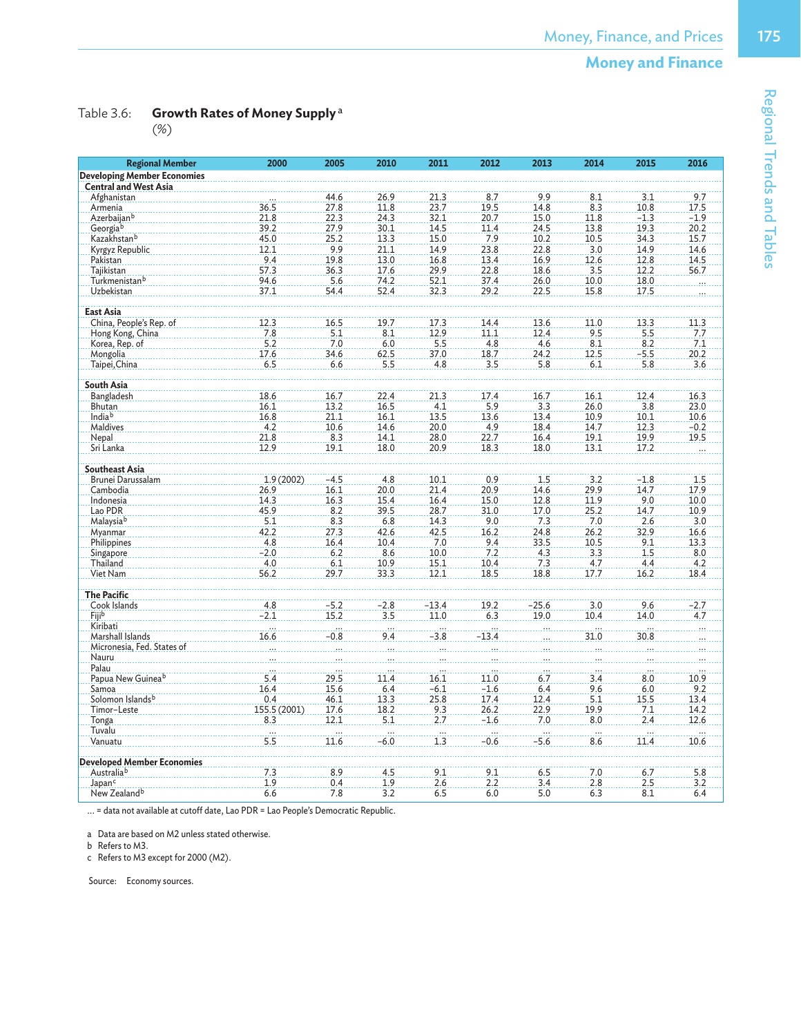Table 3.6: **Growth Rates of Money Supply** [a]
(%)

| Regional Member | 2000 | 2005 | 2010 | 2011 | 2012 | 2013 | 2014 | 2015 | 2016 |
|---|---|---|---|---|---|---|---|---|---|
| **Developing Member Economies** | | | | | | | | | |
| **Central and West Asia** | | | | | | | | | |
| Afghanistan | ... | 44.6 | 26.9 | 21.3 | 8.7 | 9.9 | 8.1 | 3.1 | 9.7 |
| Armenia | 36.5 | 27.8 | 11.8 | 23.7 | 19.5 | 14.8 | 8.3 | 10.8 | 17.5 |
| Azerbaijan[b] | 21.8 | 22.3 | 24.3 | 32.1 | 20.7 | 15.0 | 11.8 | −1.3 | −1.9 |
| Georgia[b] | 39.2 | 27.9 | 30.1 | 14.5 | 11.4 | 24.5 | 13.8 | 19.3 | 20.2 |
| Kazakhstan[b] | 45.0 | 25.2 | 13.3 | 15.0 | 7.9 | 10.2 | 10.5 | 34.3 | 15.7 |
| Kyrgyz Republic | 12.1 | 9.9 | 21.1 | 14.9 | 23.8 | 22.8 | 3.0 | 14.9 | 14.6 |
| Pakistan | 9.4 | 19.8 | 13.0 | 16.8 | 13.4 | 16.9 | 12.6 | 12.8 | 14.5 |
| Tajikistan | 57.3 | 36.3 | 17.6 | 29.9 | 22.8 | 18.6 | 3.5 | 12.2 | 56.7 |
| Turkmenistan[b] | 94.6 | 5.6 | 74.2 | 52.1 | 37.4 | 26.0 | 10.0 | 18.0 | ... |
| Uzbekistan | 37.1 | 54.4 | 52.4 | 32.3 | 29.2 | 22.5 | 15.8 | 17.5 | ... |
| **East Asia** | | | | | | | | | |
| China, People's Rep. of | 12.3 | 16.5 | 19.7 | 17.3 | 14.4 | 13.6 | 11.0 | 13.3 | 11.3 |
| Hong Kong, China | 7.8 | 5.1 | 8.1 | 12.9 | 11.1 | 12.4 | 9.5 | 5.5 | 7.7 |
| Korea, Rep. of | 5.2 | 7.0 | 6.0 | 5.5 | 4.8 | 4.6 | 8.1 | 8.2 | 7.1 |
| Mongolia | 17.6 | 34.6 | 62.5 | 37.0 | 18.7 | 24.2 | 12.5 | −5.5 | 20.2 |
| Taipei,China | 6.5 | 6.6 | 5.5 | 4.8 | 3.5 | 5.8 | 6.1 | 5.8 | 3.6 |
| **South Asia** | | | | | | | | | |
| Bangladesh | 18.6 | 16.7 | 22.4 | 21.3 | 17.4 | 16.7 | 16.1 | 12.4 | 16.3 |
| Bhutan | 16.1 | 13.2 | 16.5 | 4.1 | 5.9 | 3.3 | 26.0 | 3.8 | 23.0 |
| India[b] | 16.8 | 21.1 | 16.1 | 13.5 | 13.6 | 13.4 | 10.9 | 10.1 | 10.6 |
| Maldives | 4.2 | 10.6 | 14.6 | 20.0 | 4.9 | 18.4 | 14.7 | 12.3 | −0.2 |
| Nepal | 21.8 | 8.3 | 14.1 | 28.0 | 22.7 | 16.4 | 19.1 | 19.9 | 19.5 |
| Sri Lanka | 12.9 | 19.1 | 18.0 | 20.9 | 18.3 | 18.0 | 13.1 | 17.2 | ... |
| **Southeast Asia** | | | | | | | | | |
| Brunei Darussalam | 1.9 (2002) | −4.5 | 4.8 | 10.1 | 0.9 | 1.5 | 3.2 | −1.8 | 1.5 |
| Cambodia | 26.9 | 16.1 | 20.0 | 21.4 | 20.9 | 14.6 | 29.9 | 14.7 | 17.9 |
| Indonesia | 14.3 | 16.3 | 15.4 | 16.4 | 15.0 | 12.8 | 11.9 | 9.0 | 10.0 |
| Lao PDR | 45.9 | 8.2 | 39.5 | 28.7 | 31.0 | 17.0 | 25.2 | 14.7 | 10.9 |
| Malaysia[b] | 5.1 | 8.3 | 6.8 | 14.3 | 9.0 | 7.3 | 7.0 | 2.6 | 3.0 |
| Myanmar | 42.2 | 27.3 | 42.6 | 42.5 | 16.2 | 24.8 | 26.2 | 32.9 | 16.6 |
| Philippines | 4.8 | 16.4 | 10.4 | 7.0 | 9.4 | 33.5 | 10.5 | 9.1 | 13.3 |
| Singapore | −2.0 | 6.2 | 8.6 | 10.0 | 7.2 | 4.3 | 3.3 | 1.5 | 8.0 |
| Thailand | 4.0 | 6.1 | 10.9 | 15.1 | 10.4 | 7.3 | 4.7 | 4.4 | 4.2 |
| Viet Nam | 56.2 | 29.7 | 33.3 | 12.1 | 18.5 | 18.8 | 17.7 | 16.2 | 18.4 |
| **The Pacific** | | | | | | | | | |
| Cook Islands | 4.8 | −5.2 | −2.8 | −13.4 | 19.2 | −25.6 | 3.0 | 9.6 | −2.7 |
| Fiji[b] | −2.1 | 15.2 | 3.5 | 11.0 | 6.3 | 19.0 | 10.4 | 14.0 | 4.7 |
| Kiribati | ... | ... | ... | ... | ... | ... | ... | ... | ... |
| Marshall Islands | 16.6 | −0.8 | 9.4 | −3.8 | −13.4 | ... | 31.0 | 30.8 | ... |
| Micronesia, Fed. States of | ... | ... | ... | ... | ... | ... | ... | ... | ... |
| Nauru | ... | ... | ... | ... | ... | ... | ... | ... | ... |
| Palau | ... | ... | ... | ... | ... | ... | ... | ... | ... |
| Papua New Guinea[b] | 5.4 | 29.5 | 11.4 | 16.1 | 11.0 | 6.7 | 3.4 | 8.0 | 10.9 |
| Samoa | 16.4 | 15.6 | 6.4 | −6.1 | −1.6 | 6.4 | 9.6 | 6.0 | 9.2 |
| Solomon Islands[b] | 0.4 | 46.1 | 13.3 | 25.8 | 17.4 | 12.4 | 5.1 | 15.5 | 13.4 |
| Timor−Leste | 155.5 (2001) | 17.6 | 18.2 | 9.3 | 26.2 | 22.9 | 19.9 | 7.1 | 14.2 |
| Tonga | 8.3 | 12.1 | 5.1 | 2.7 | −1.6 | 7.0 | 8.0 | 2.4 | 12.6 |
| Tuvalu | ... | ... | ... | ... | ... | ... | ... | ... | ... |
| Vanuatu | 5.5 | 11.6 | −6.0 | 1.3 | −0.6 | −5.6 | 8.6 | 11.4 | 10.6 |
| **Developed Member Economies** | | | | | | | | | |
| Australia[b] | 7.3 | 8.9 | 4.5 | 9.1 | 9.1 | 6.5 | 7.0 | 6.7 | 5.8 |
| Japan[c] | 1.9 | 0.4 | 1.9 | 2.6 | 2.2 | 3.4 | 2.8 | 2.5 | 3.2 |
| New Zealand[b] | 6.6 | 7.8 | 3.2 | 6.5 | 6.0 | 5.0 | 6.3 | 8.1 | 6.4 |

... = data not available at cutoff date, Lao PDR = Lao People's Democratic Republic.

a Data are based on M2 unless stated otherwise.
b Refers to M3.
c Refers to M3 except for 2000 (M2).

Source: Economy sources.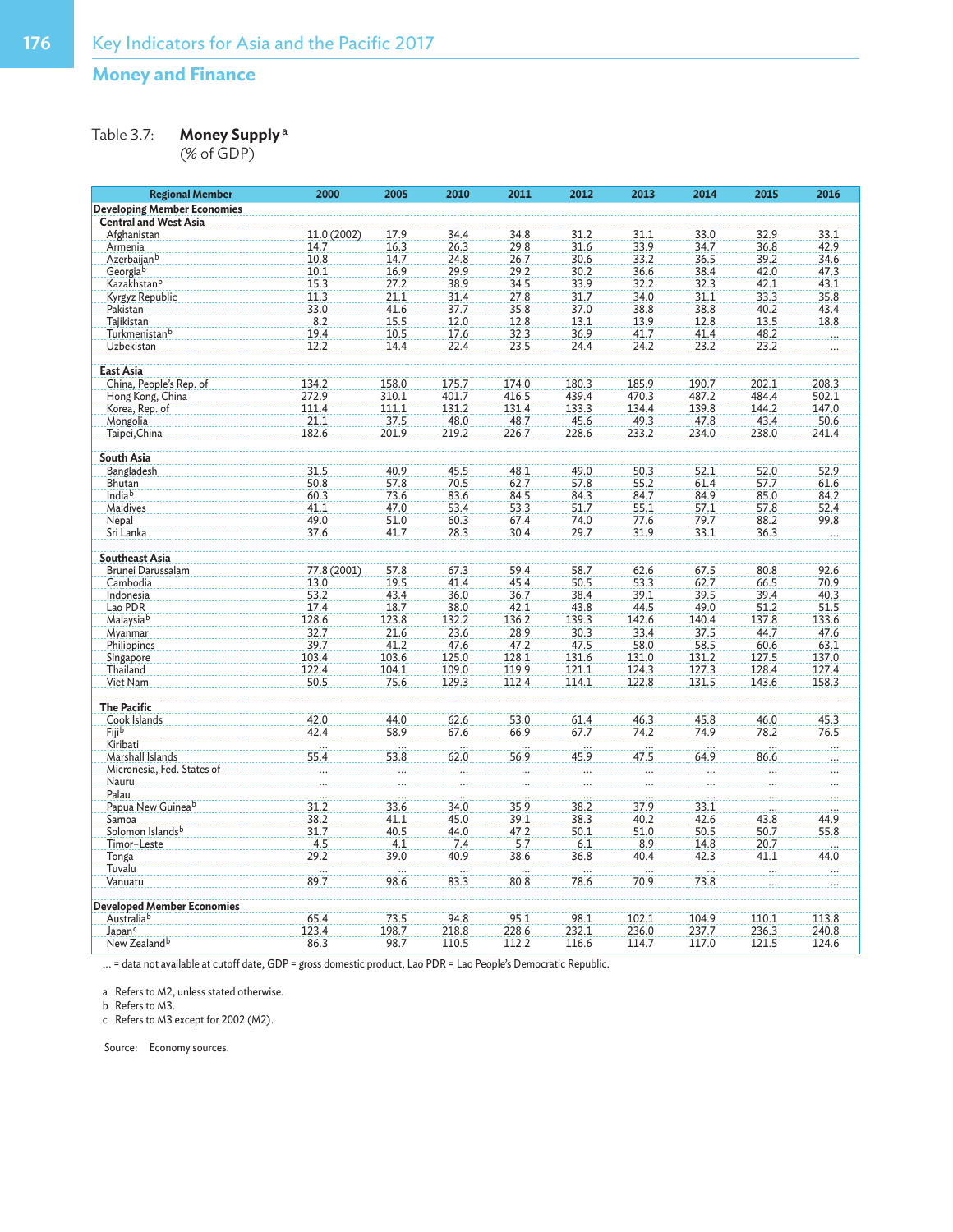## Money and Finance

Table 3.7: **Money Supply**[a]
(% of GDP)

| Regional Member | 2000 | 2005 | 2010 | 2011 | 2012 | 2013 | 2014 | 2015 | 2016 |
|---|---|---|---|---|---|---|---|---|---|
| **Developing Member Economies** | | | | | | | | | |
| **Central and West Asia** | | | | | | | | | |
| Afghanistan | 11.0 (2002) | 17.9 | 34.4 | 34.8 | 31.2 | 31.1 | 33.0 | 32.9 | 33.1 |
| Armenia | 14.7 | 16.3 | 26.3 | 29.8 | 31.6 | 33.9 | 34.7 | 36.8 | 42.9 |
| Azerbaijan[b] | 10.8 | 14.7 | 24.8 | 26.7 | 30.6 | 33.2 | 36.5 | 39.2 | 34.6 |
| Georgia[b] | 10.1 | 16.9 | 29.9 | 29.2 | 30.2 | 36.6 | 38.4 | 42.0 | 47.3 |
| Kazakhstan[b] | 15.3 | 27.2 | 38.9 | 34.5 | 33.9 | 32.2 | 32.3 | 42.1 | 43.1 |
| Kyrgyz Republic | 11.3 | 21.1 | 31.4 | 27.8 | 31.7 | 34.0 | 31.1 | 33.3 | 35.8 |
| Pakistan | 33.0 | 41.6 | 37.7 | 35.8 | 37.0 | 38.8 | 38.8 | 40.2 | 43.4 |
| Tajikistan | 8.2 | 15.5 | 12.0 | 12.8 | 13.1 | 13.9 | 12.8 | 13.5 | 18.8 |
| Turkmenistan[b] | 19.4 | 10.5 | 17.6 | 32.3 | 36.9 | 41.7 | 41.4 | 48.2 | ... |
| Uzbekistan | 12.2 | 14.4 | 22.4 | 23.5 | 24.4 | 24.2 | 23.2 | 23.2 | ... |
| **East Asia** | | | | | | | | | |
| China, People's Rep. of | 134.2 | 158.0 | 175.7 | 174.0 | 180.3 | 185.9 | 190.7 | 202.1 | 208.3 |
| Hong Kong, China | 272.9 | 310.1 | 401.7 | 416.5 | 439.4 | 470.3 | 487.2 | 484.4 | 502.1 |
| Korea, Rep. of | 111.4 | 111.1 | 131.2 | 131.4 | 133.3 | 134.4 | 139.8 | 144.2 | 147.0 |
| Mongolia | 21.1 | 37.5 | 48.0 | 48.7 | 45.6 | 49.3 | 47.8 | 43.4 | 50.6 |
| Taipei,China | 182.6 | 201.9 | 219.2 | 226.7 | 228.6 | 233.2 | 234.0 | 238.0 | 241.4 |
| **South Asia** | | | | | | | | | |
| Bangladesh | 31.5 | 40.9 | 45.5 | 48.1 | 49.0 | 50.3 | 52.1 | 52.0 | 52.9 |
| Bhutan | 50.8 | 57.8 | 70.5 | 62.7 | 57.8 | 55.2 | 61.4 | 57.7 | 61.6 |
| India[b] | 60.3 | 73.6 | 83.6 | 84.5 | 84.3 | 84.7 | 84.9 | 85.0 | 84.2 |
| Maldives | 41.1 | 47.0 | 53.4 | 53.3 | 51.7 | 55.1 | 57.1 | 57.8 | 52.4 |
| Nepal | 49.0 | 51.0 | 60.3 | 67.4 | 74.0 | 77.6 | 79.7 | 88.2 | 99.8 |
| Sri Lanka | 37.6 | 41.7 | 28.3 | 30.4 | 29.7 | 31.9 | 33.1 | 36.3 | ... |
| **Southeast Asia** | | | | | | | | | |
| Brunei Darussalam | 77.8 (2001) | 57.8 | 67.3 | 59.4 | 58.7 | 62.6 | 67.5 | 80.8 | 92.6 |
| Cambodia | 13.0 | 19.5 | 41.4 | 45.4 | 50.5 | 53.3 | 62.7 | 66.5 | 70.9 |
| Indonesia | 53.2 | 43.4 | 36.0 | 36.7 | 38.4 | 39.1 | 39.5 | 39.4 | 40.3 |
| Lao PDR | 17.4 | 18.7 | 38.0 | 42.1 | 43.8 | 44.5 | 49.0 | 51.2 | 51.5 |
| Malaysia[b] | 128.6 | 123.8 | 132.2 | 136.2 | 139.3 | 142.6 | 140.4 | 137.8 | 133.6 |
| Myanmar | 32.7 | 21.6 | 23.6 | 28.9 | 30.3 | 33.4 | 37.5 | 44.7 | 47.6 |
| Philippines | 39.7 | 41.2 | 47.6 | 47.2 | 47.5 | 58.0 | 58.5 | 60.6 | 63.1 |
| Singapore | 103.4 | 103.6 | 125.0 | 128.1 | 131.6 | 131.0 | 131.2 | 127.5 | 137.0 |
| Thailand | 122.4 | 104.1 | 109.0 | 119.9 | 121.1 | 124.3 | 127.3 | 128.4 | 127.4 |
| Viet Nam | 50.5 | 75.6 | 129.3 | 112.4 | 114.1 | 122.8 | 131.5 | 143.6 | 158.3 |
| **The Pacific** | | | | | | | | | |
| Cook Islands | 42.0 | 44.0 | 62.6 | 53.0 | 61.4 | 46.3 | 45.8 | 46.0 | 45.3 |
| Fiji[b] | 42.4 | 58.9 | 67.6 | 66.9 | 67.7 | 74.2 | 74.9 | 78.2 | 76.5 |
| Kiribati | ... | ... | ... | ... | ... | ... | ... | ... | ... |
| Marshall Islands | 55.4 | 53.8 | 62.0 | 56.9 | 45.9 | 47.5 | 64.9 | 86.6 | ... |
| Micronesia, Fed. States of | ... | ... | ... | ... | ... | ... | ... | ... | ... |
| Nauru | ... | ... | ... | ... | ... | ... | ... | ... | ... |
| Palau | ... | ... | ... | ... | ... | ... | ... | ... | ... |
| Papua New Guinea[b] | 31.2 | 33.6 | 34.0 | 35.9 | 38.2 | 37.9 | 33.1 | ... | ... |
| Samoa | 38.2 | 41.1 | 45.0 | 39.1 | 38.3 | 40.2 | 42.6 | 43.8 | 44.9 |
| Solomon Islands[b] | 31.7 | 40.5 | 44.0 | 47.2 | 50.1 | 51.0 | 50.5 | 50.7 | 55.8 |
| Timor-Leste | 4.5 | 4.1 | 7.4 | 5.7 | 6.1 | 8.9 | 14.8 | 20.7 | ... |
| Tonga | 29.2 | 39.0 | 40.9 | 38.6 | 36.8 | 40.4 | 42.3 | 41.1 | 44.0 |
| Tuvalu | ... | ... | ... | ... | ... | ... | ... | ... | ... |
| Vanuatu | 89.7 | 98.6 | 83.3 | 80.8 | 78.6 | 70.9 | 73.8 | ... | ... |
| **Developed Member Economies** | | | | | | | | | |
| Australia[b] | 65.4 | 73.5 | 94.8 | 95.1 | 98.1 | 102.1 | 104.9 | 110.1 | 113.8 |
| Japan[c] | 123.4 | 198.7 | 218.8 | 228.6 | 232.1 | 236.0 | 237.7 | 236.3 | 240.8 |
| New Zealand[b] | 86.3 | 98.7 | 110.5 | 112.2 | 116.6 | 114.7 | 117.0 | 121.5 | 124.6 |

... = data not available at cutoff date, GDP = gross domestic product, Lao PDR = Lao People's Democratic Republic.

a Refers to M2, unless stated otherwise.
b Refers to M3.
c Refers to M3 except for 2002 (M2).

Source: Economy sources.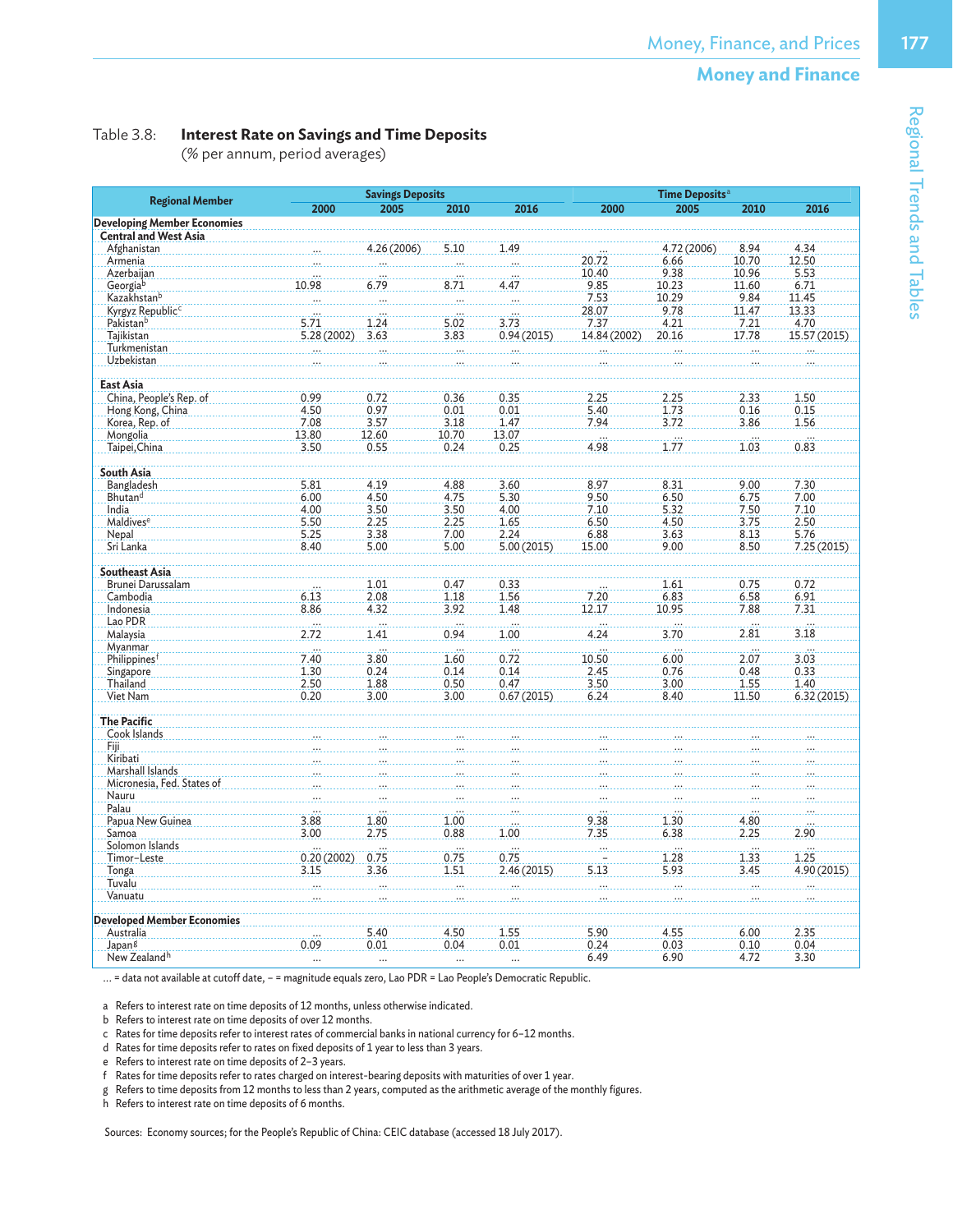Table 3.8: **Interest Rate on Savings and Time Deposits**
(% per annum, period averages)

| Regional Member | Savings Deposits | | | | Time Deposits[a] | | | |
|---|---|---|---|---|---|---|---|---|
| | 2000 | 2005 | 2010 | 2016 | 2000 | 2005 | 2010 | 2016 |
| **Developing Member Economies** | | | | | | | | |
| **Central and West Asia** | | | | | | | | |
| Afghanistan | ... | 4.26 (2006) | 5.10 | 1.49 | ... | 4.72 (2006) | 8.94 | 4.34 |
| Armenia | ... | ... | ... | ... | 20.72 | 6.66 | 10.70 | 12.50 |
| Azerbaijan | ... | ... | ... | ... | 10.40 | 9.38 | 10.96 | 5.53 |
| Georgia[b] | 10.98 | 6.79 | 8.71 | 4.47 | 9.85 | 10.23 | 11.60 | 6.71 |
| Kazakhstan[b] | ... | ... | ... | ... | 7.53 | 10.29 | 9.84 | 11.45 |
| Kyrgyz Republic[c] | ... | ... | ... | ... | 28.07 | 9.78 | 11.47 | 13.33 |
| Pakistan[b] | 5.71 | 1.24 | 5.02 | 3.73 | 7.37 | 4.21 | 7.21 | 4.70 |
| Tajikistan | 5.28 (2002) | 3.63 | 3.83 | 0.94 (2015) | 14.84 (2002) | 20.16 | 17.78 | 15.57 (2015) |
| Turkmenistan | ... | ... | ... | ... | ... | ... | ... | ... |
| Uzbekistan | ... | ... | ... | ... | ... | ... | ... | ... |
| **East Asia** | | | | | | | | |
| China, People's Rep. of | 0.99 | 0.72 | 0.36 | 0.35 | 2.25 | 2.25 | 2.33 | 1.50 |
| Hong Kong, China | 4.50 | 0.97 | 0.01 | 0.01 | 5.40 | 1.73 | 0.16 | 0.15 |
| Korea, Rep. of | 7.08 | 3.57 | 3.18 | 1.47 | 7.94 | 3.72 | 3.86 | 1.56 |
| Mongolia | 13.80 | 12.60 | 10.70 | 13.07 | ... | ... | ... | ... |
| Taipei,China | 3.50 | 0.55 | 0.24 | 0.25 | 4.98 | 1.77 | 1.03 | 0.83 |
| **South Asia** | | | | | | | | |
| Bangladesh | 5.81 | 4.19 | 4.88 | 3.60 | 8.97 | 8.31 | 9.00 | 7.30 |
| Bhutan[d] | 6.00 | 4.50 | 4.75 | 5.30 | 9.50 | 6.50 | 6.75 | 7.00 |
| India | 4.00 | 3.50 | 3.50 | 4.00 | 7.10 | 5.32 | 7.50 | 7.10 |
| Maldives[e] | 5.50 | 2.25 | 2.25 | 1.65 | 6.50 | 4.50 | 3.75 | 2.50 |
| Nepal | 5.25 | 3.38 | 7.00 | 2.24 | 6.88 | 3.63 | 8.13 | 5.76 |
| Sri Lanka | 8.40 | 5.00 | 5.00 | 5.00 (2015) | 15.00 | 9.00 | 8.50 | 7.25 (2015) |
| **Southeast Asia** | | | | | | | | |
| Brunei Darussalam | ... | 1.01 | 0.47 | 0.33 | ... | 1.61 | 0.75 | 0.72 |
| Cambodia | 6.13 | 2.08 | 1.18 | 1.56 | 7.20 | 6.83 | 6.58 | 6.91 |
| Indonesia | 8.86 | 4.32 | 3.92 | 1.48 | 12.17 | 10.95 | 7.88 | 7.31 |
| Lao PDR | ... | ... | ... | ... | ... | ... | ... | ... |
| Malaysia | 2.72 | 1.41 | 0.94 | 1.00 | 4.24 | 3.70 | 2.81 | 3.18 |
| Myanmar | ... | ... | ... | ... | ... | ... | ... | ... |
| Philippines[f] | 7.40 | 3.80 | 1.60 | 0.72 | 10.50 | 6.00 | 2.07 | 3.03 |
| Singapore | 1.30 | 0.24 | 0.14 | 0.14 | 2.45 | 0.76 | 0.48 | 0.33 |
| Thailand | 2.50 | 1.88 | 0.50 | 0.47 | 3.50 | 3.00 | 1.55 | 1.40 |
| Viet Nam | 0.20 | 3.00 | 3.00 | 0.67 (2015) | 6.24 | 8.40 | 11.50 | 6.32 (2015) |
| **The Pacific** | | | | | | | | |
| Cook Islands | ... | ... | ... | ... | ... | ... | ... | ... |
| Fiji | ... | ... | ... | ... | ... | ... | ... | ... |
| Kiribati | ... | ... | ... | ... | ... | ... | ... | ... |
| Marshall Islands | ... | ... | ... | ... | ... | ... | ... | ... |
| Micronesia, Fed. States of | ... | ... | ... | ... | ... | ... | ... | ... |
| Nauru | ... | ... | ... | ... | ... | ... | ... | ... |
| Palau | ... | ... | ... | ... | ... | ... | ... | ... |
| Papua New Guinea | 3.88 | 1.80 | 1.00 | ... | 9.38 | 1.30 | 4.80 | ... |
| Samoa | 3.00 | 2.75 | 0.88 | 1.00 | 7.35 | 6.38 | 2.25 | 2.90 |
| Solomon Islands | ... | ... | ... | ... | ... | ... | ... | ... |
| Timor-Leste | 0.20 (2002) | 0.75 | 0.75 | 0.75 | – | 1.28 | 1.33 | 1.25 |
| Tonga | 3.15 | 3.36 | 1.51 | 2.46 (2015) | 5.13 | 5.93 | 3.45 | 4.90 (2015) |
| Tuvalu | ... | ... | ... | ... | ... | ... | ... | ... |
| Vanuatu | ... | ... | ... | ... | ... | ... | ... | ... |
| **Developed Member Economies** | | | | | | | | |
| Australia | ... | 5.40 | 4.50 | 1.55 | 5.90 | 4.55 | 6.00 | 2.35 |
| Japan[g] | 0.09 | 0.01 | 0.04 | 0.01 | 0.24 | 0.03 | 0.10 | 0.04 |
| New Zealand[h] | ... | ... | ... | ... | 6.49 | 6.90 | 4.72 | 3.30 |

... = data not available at cutoff date, – = magnitude equals zero, Lao PDR = Lao People's Democratic Republic.

a Refers to interest rate on time deposits of 12 months, unless otherwise indicated.
b Refers to interest rate on time deposits of over 12 months.
c Rates for time deposits refer to interest rates of commercial banks in national currency for 6–12 months.
d Rates for time deposits refer to rates on fixed deposits of 1 year to less than 3 years.
e Refers to interest rate on time deposits of 2–3 years.
f Rates for time deposits refer to rates charged on interest-bearing deposits with maturities of over 1 year.
g Refers to time deposits from 12 months to less than 2 years, computed as the arithmetic average of the monthly figures.
h Refers to interest rate on time deposits of 6 months.

Sources: Economy sources; for the People's Republic of China: CEIC database (accessed 18 July 2017).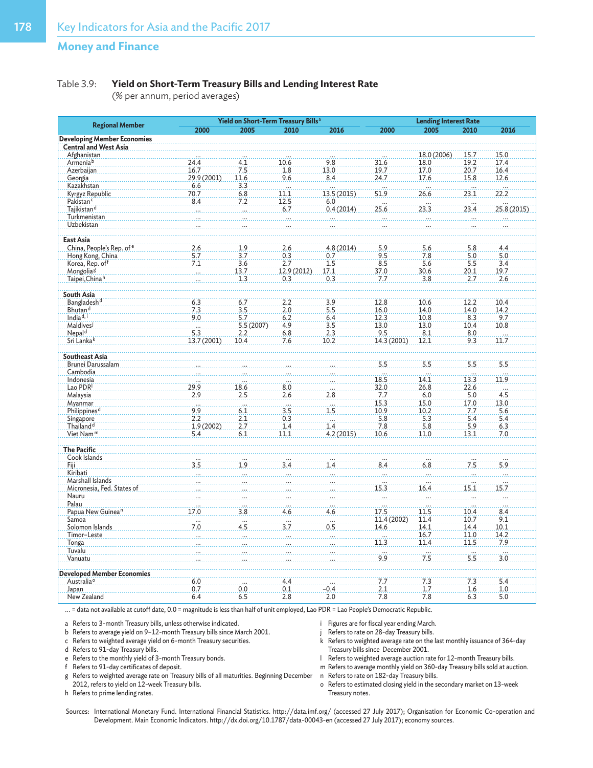## Money and Finance

Table 3.9: **Yield on Short-Term Treasury Bills and Lending Interest Rate**
(% per annum, period averages)

| Regional Member | Yield on Short-Term Treasury Bills[a] | | | | Lending Interest Rate | | | |
|---|---|---|---|---|---|---|---|---|
| | 2000 | 2005 | 2010 | 2016 | 2000 | 2005 | 2010 | 2016 |
| **Developing Member Economies** | | | | | | | | |
| **Central and West Asia** | | | | | | | | |
| Afghanistan | ... | ... | ... | ... | ... | 18.0 (2006) | 15.7 | 15.0 |
| Armenia[b] | 24.4 | 4.1 | 10.6 | 9.8 | 31.6 | 18.0 | 19.2 | 17.4 |
| Azerbaijan | 16.7 | 7.5 | 1.8 | 13.0 | 19.7 | 17.0 | 20.7 | 16.4 |
| Georgia | 29.9 (2001) | 11.6 | 9.6 | 8.4 | 24.7 | 17.6 | 15.8 | 12.6 |
| Kazakhstan | 6.6 | 3.3 | ... | ... | ... | ... | ... | ... |
| Kyrgyz Republic | 70.7 | 6.8 | 11.1 | 13.5 (2015) | 51.9 | 26.6 | 23.1 | 22.2 |
| Pakistan[c] | 8.4 | 7.2 | 12.5 | 6.0 | ... | ... | ... | ... |
| Tajikistan[d] | ... | ... | 6.7 | 0.4 (2014) | 25.6 | 23.3 | 23.4 | 25.8 (2015) |
| Turkmenistan | ... | ... | ... | ... | ... | ... | ... | ... |
| Uzbekistan | ... | ... | ... | ... | ... | ... | ... | ... |
| **East Asia** | | | | | | | | |
| China, People's Rep. of[e] | 2.6 | 1.9 | 2.6 | 4.8 (2014) | 5.9 | 5.6 | 5.8 | 4.4 |
| Hong Kong, China | 5.7 | 3.7 | 0.3 | 0.7 | 9.5 | 7.8 | 5.0 | 5.0 |
| Korea, Rep. of[f] | 7.1 | 3.6 | 2.7 | 1.5 | 8.5 | 5.6 | 5.5 | 3.4 |
| Mongolia[g] | ... | 13.7 | 12.9 (2012) | 17.1 | 37.0 | 30.6 | 20.1 | 19.7 |
| Taipei,China[h] | ... | 1.3 | 0.3 | 0.3 | 7.7 | 3.8 | 2.7 | 2.6 |
| **South Asia** | | | | | | | | |
| Bangladesh[d] | 6.3 | 6.7 | 2.2 | 3.9 | 12.8 | 10.6 | 12.2 | 10.4 |
| Bhutan[d] | 7.3 | 3.5 | 2.0 | 5.5 | 16.0 | 14.0 | 14.0 | 14.2 |
| India[d, i] | 9.0 | 5.7 | 6.2 | 6.4 | 12.3 | 10.8 | 8.3 | 9.7 |
| Maldives[j] | ... | 5.5 (2007) | 4.9 | 3.5 | 13.0 | 13.0 | 10.4 | 10.8 |
| Nepal[d] | 5.3 | 2.2 | 6.8 | 2.3 | 9.5 | 8.1 | 8.0 | ... |
| Sri Lanka[k] | 13.7 (2001) | 10.4 | 7.6 | 10.2 | 14.3 (2001) | 12.1 | 9.3 | 11.7 |
| **Southeast Asia** | | | | | | | | |
| Brunei Darussalam | ... | ... | ... | ... | 5.5 | 5.5 | 5.5 | 5.5 |
| Cambodia | ... | ... | ... | ... | ... | ... | ... | ... |
| Indonesia | ... | ... | ... | ... | 18.5 | 14.1 | 13.3 | 11.9 |
| Lao PDR[l] | 29.9 | 18.6 | 8.0 | ... | 32.0 | 26.8 | 22.6 | ... |
| Malaysia | 2.9 | 2.5 | 2.6 | 2.8 | 7.7 | 6.0 | 5.0 | 4.5 |
| Myanmar | ... | ... | ... | ... | 15.3 | 15.0 | 17.0 | 13.0 |
| Philippines[d] | 9.9 | 6.1 | 3.5 | 1.5 | 10.9 | 10.2 | 7.7 | 5.6 |
| Singapore | 2.2 | 2.1 | 0.3 | ... | 5.8 | 5.3 | 5.4 | 5.4 |
| Thailand[d] | 1.9 (2002) | 2.7 | 1.4 | 1.4 | 7.8 | 5.8 | 5.9 | 6.3 |
| Viet Nam[m] | 5.4 | 6.1 | 11.1 | 4.2 (2015) | 10.6 | 11.0 | 13.1 | 7.0 |
| **The Pacific** | | | | | | | | |
| Cook Islands | ... | ... | ... | ... | ... | ... | ... | ... |
| Fiji | 3.5 | 1.9 | 3.4 | 1.4 | 8.4 | 6.8 | 7.5 | 5.9 |
| Kiribati | ... | ... | ... | ... | ... | ... | ... | ... |
| Marshall Islands | ... | ... | ... | ... | ... | ... | ... | ... |
| Micronesia, Fed. States of | ... | ... | ... | ... | 15.3 | 16.4 | 15.1 | 15.7 |
| Nauru | ... | ... | ... | ... | ... | ... | ... | ... |
| Palau | ... | ... | ... | ... | ... | ... | ... | ... |
| Papua New Guinea[n] | 17.0 | 3.8 | 4.6 | 4.6 | 17.5 | 11.5 | 10.4 | 8.4 |
| Samoa | ... | ... | ... | ... | 11.4 (2002) | 11.4 | 10.7 | 9.1 |
| Solomon Islands | 7.0 | 4.5 | 3.7 | 0.5 | 14.6 | 14.1 | 14.4 | 10.1 |
| Timor-Leste | ... | ... | ... | ... | ... | 16.7 | 11.0 | 14.2 |
| Tonga | ... | ... | ... | ... | 11.3 | 11.4 | 11.5 | 7.9 |
| Tuvalu | ... | ... | ... | ... | ... | ... | ... | ... |
| Vanuatu | ... | ... | ... | ... | 9.9 | 7.5 | 5.5 | 3.0 |
| **Developed Member Economies** | | | | | | | | |
| Australia[o] | 6.0 | ... | 4.4 | ... | 7.7 | 7.3 | 7.3 | 5.4 |
| Japan | 0.7 | 0.0 | 0.1 | −0.4 | 2.1 | 1.7 | 1.6 | 1.0 |
| New Zealand | 6.4 | 6.5 | 2.8 | 2.0 | 7.8 | 7.8 | 6.3 | 5.0 |

... = data not available at cutoff date, 0.0 = magnitude is less than half of unit employed, Lao PDR = Lao People's Democratic Republic.

a Refers to 3-month Treasury bills, unless otherwise indicated.
b Refers to average yield on 9–12-month Treasury bills since March 2001.
c Refers to weighted average yield on 6-month Treasury securities.
d Refers to 91-day Treasury bills.
e Refers to the monthly yield of 3-month Treasury bonds.
f Refers to 91-day certificates of deposit.
g Refers to weighted average rate on Treasury bills of all maturities. Beginning December 2012, refers to yield on 12-week Treasury bills.
h Refers to prime lending rates.
i Figures are for fiscal year ending March.
j Refers to rate on 28-day Treasury bills.
k Refers to weighted average rate on the last monthly issuance of 364-day Treasury bills since December 2001.
l Refers to weighted average auction rate for 12-month Treasury bills.
m Refers to average monthly yield on 360-day Treasury bills sold at auction.
n Refers to rate on 182-day Treasury bills.
o Refers to estimated closing yield in the secondary market on 13-week Treasury notes.

Sources: International Monetary Fund. International Financial Statistics. http://data.imf.org/ (accessed 27 July 2017); Organisation for Economic Co-operation and Development. Main Economic Indicators. http://dx.doi.org/10.1787/data-00043-en (accessed 27 July 2017); economy sources.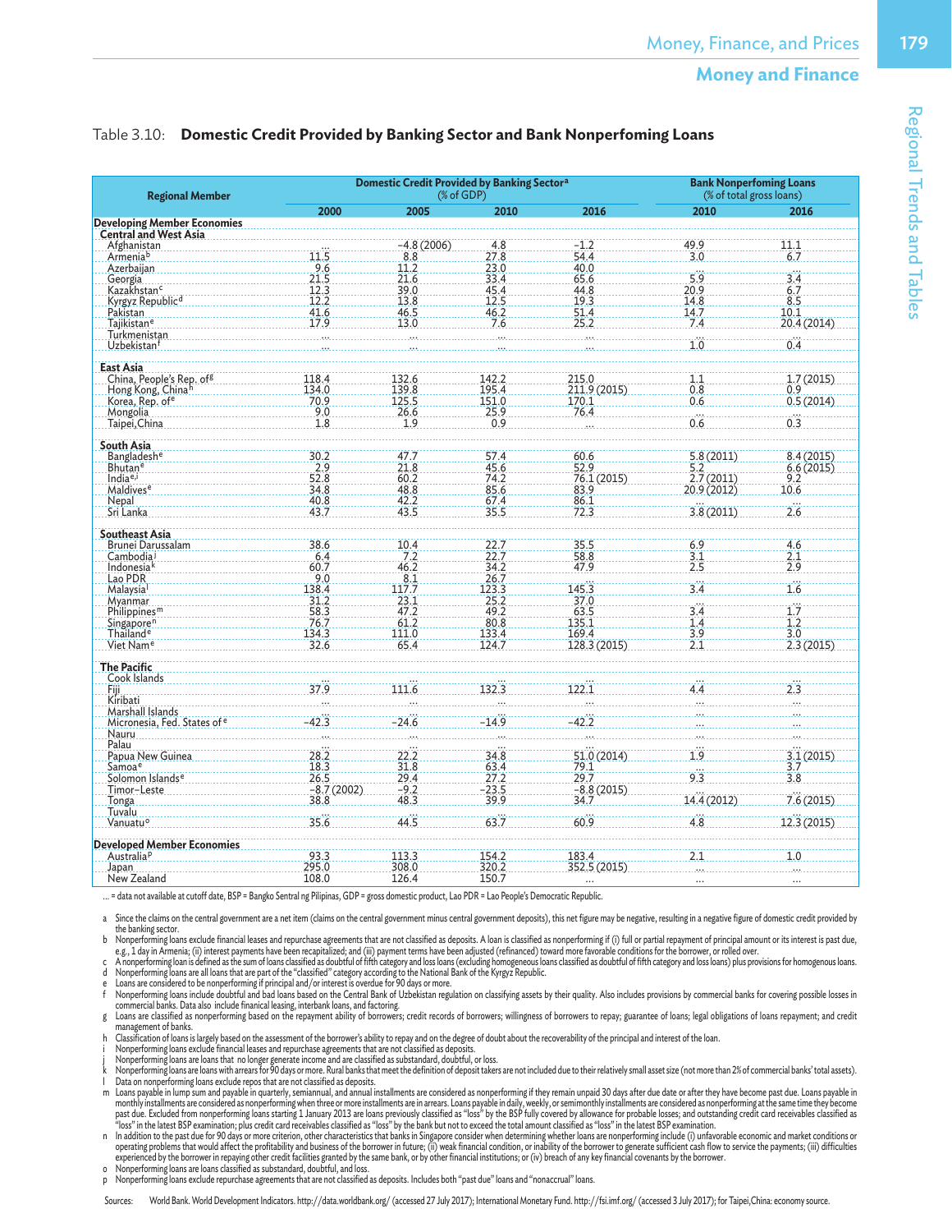Table 3.10: **Domestic Credit Provided by Banking Sector and Bank Nonperfoming Loans**

| Regional Member | Domestic Credit Provided by Banking Sector[a] (% of GDP) | | | | Bank Nonperfoming Loans (% of total gross loans) | |
|---|---|---|---|---|---|---|
| | 2000 | 2005 | 2010 | 2016 | 2010 | 2016 |
| **Developing Member Economies** | | | | | | |
| **Central and West Asia** | | | | | | |
| Afghanistan | … | –4.8 (2006) | 4.8 | –1.2 | 49.9 | 11.1 |
| Armenia[b] | 11.5 | 8.8 | 27.8 | 54.4 | 3.0 | 6.7 |
| Azerbaijan | 9.6 | 11.2 | 23.0 | 40.0 | … | … |
| Georgia | 21.5 | 21.6 | 33.4 | 65.6 | 5.9 | 3.4 |
| Kazakhstan[c] | 12.3 | 39.0 | 45.4 | 44.8 | 20.9 | 6.7 |
| Kyrgyz Republic[d] | 12.2 | 13.8 | 12.5 | 19.3 | 14.8 | 8.5 |
| Pakistan | 41.6 | 46.5 | 46.2 | 51.4 | 14.7 | 10.1 |
| Tajikistan[e] | 17.9 | 13.0 | 7.6 | 25.2 | 7.4 | 20.4 (2014) |
| Turkmenistan | … | … | … | … | … | … |
| Uzbekistan[f] | … | … | … | … | 1.0 | 0.4 |
| **East Asia** | | | | | | |
| China, People's Rep. of[g] | 118.4 | 132.6 | 142.2 | 215.0 | 1.1 | 1.7 (2015) |
| Hong Kong, China[h] | 134.0 | 139.8 | 195.4 | 211.9 (2015) | 0.8 | 0.9 |
| Korea, Rep. of[e] | 70.9 | 125.5 | 151.0 | 170.1 | 0.6 | 0.5 (2014) |
| Mongolia | 9.0 | 26.6 | 25.9 | 76.4 | … | … |
| Taipei,China | 1.8 | 1.9 | 0.9 | … | 0.6 | 0.3 |
| **South Asia** | | | | | | |
| Bangladesh[e] | 30.2 | 47.7 | 57.4 | 60.6 | 5.8 (2011) | 8.4 (2015) |
| Bhutan[e] | 2.9 | 21.8 | 45.6 | 52.9 | 5.2 | 6.6 (2015) |
| India[e,i] | 52.8 | 60.2 | 74.2 | 76.1 (2015) | 2.7 (2011) | 9.2 |
| Maldives[e] | 34.8 | 48.8 | 85.6 | 83.9 | 20.9 (2012) | 10.6 |
| Nepal | 40.8 | 42.2 | 67.4 | 86.1 | … | … |
| Sri Lanka | 43.7 | 43.5 | 35.5 | 72.3 | 3.8 (2011) | 2.6 |
| **Southeast Asia** | | | | | | |
| Brunei Darussalam | 38.6 | 10.4 | 22.7 | 35.5 | 6.9 | 4.6 |
| Cambodia[j] | 6.4 | 7.2 | 22.7 | 58.8 | 3.1 | 2.1 |
| Indonesia[k] | 60.7 | 46.2 | 34.2 | 47.9 | 2.5 | 2.9 |
| Lao PDR | 9.0 | 8.1 | 26.7 | … | … | … |
| Malaysia[l] | 138.4 | 117.7 | 123.3 | 145.3 | 3.4 | 1.6 |
| Myanmar | 31.2 | 23.1 | 25.2 | 37.0 | … | … |
| Philippines[m] | 58.3 | 47.2 | 49.2 | 63.5 | 3.4 | 1.7 |
| Singapore[n] | 76.7 | 61.2 | 80.8 | 135.1 | 1.4 | 1.2 |
| Thailand[e] | 134.3 | 111.0 | 133.4 | 169.4 | 3.9 | 3.0 |
| Viet Nam[e] | 32.6 | 65.4 | 124.7 | 128.3 (2015) | 2.1 | 2.3 (2015) |
| **The Pacific** | | | | | | |
| Cook Islands | … | … | … | … | … | … |
| Fiji | 37.9 | 111.6 | 132.3 | 122.1 | 4.4 | 2.3 |
| Kiribati | … | … | … | … | … | … |
| Marshall Islands | … | … | … | … | … | … |
| Micronesia, Fed. States of[e] | –42.3 | –24.6 | –14.9 | –42.2 | … | … |
| Nauru | … | … | … | … | … | … |
| Palau | … | … | … | … | … | … |
| Papua New Guinea | 28.2 | 22.2 | 34.8 | 51.0 (2014) | 1.9 | 3.1 (2015) |
| Samoa[e] | 18.3 | 31.8 | 63.4 | 79.1 | … | 3.7 |
| Solomon Islands[e] | 26.5 | 29.4 | 27.2 | 29.7 | 9.3 | 3.8 |
| Timor-Leste | –8.7 (2002) | –9.2 | –23.5 | –8.8 (2015) | … | … |
| Tonga | 38.8 | 48.3 | 39.9 | 34.7 | 14.4 (2012) | 7.6 (2015) |
| Tuvalu | … | … | … | … | … | … |
| Vanuatu[o] | 35.6 | 44.5 | 63.7 | 60.9 | 4.8 | 12.3 (2015) |
| **Developed Member Economies** | | | | | | |
| Australia[p] | 93.3 | 113.3 | 154.2 | 183.4 | 2.1 | 1.0 |
| Japan | 295.0 | 308.0 | 320.2 | 352.5 (2015) | … | … |
| New Zealand | 108.0 | 126.4 | 150.7 | … | … | … |

… = data not available at cutoff date, BSP = Bangko Sentral ng Pilipinas, GDP = gross domestic product, Lao PDR = Lao People's Democratic Republic.

a Since the claims on the central government are a net item (claims on the central government minus central government deposits), this net figure may be negative, resulting in a negative figure of domestic credit provided by the banking sector.
b Nonperforming loans exclude financial leases and repurchase agreements that are not classified as deposits. A loan is classified as nonperforming if (i) full or partial repayment of principal amount or its interest is past due, e.g., 1 day in Armenia; (ii) interest payments have been recapitalized; and (iii) payment terms have been adjusted (refinanced) toward more favorable conditions for the borrower, or rolled over.
c A nonperforming loan is defined as the sum of loans classified as doubtful of fifth category and loss loans (excluding homogeneous loans classified as doubtful of fifth category and loss loans) plus provisions for homogenous loans.
d Nonperforming loans are all loans that are part of the "classified" category according to the National Bank of the Kyrgyz Republic.
e Loans are considered to be nonperforming if principal and/or interest is overdue for 90 days or more.
f Nonperforming loans include doubtful and bad loans based on the Central Bank of Uzbekistan regulation on classifying assets by their quality. Also includes provisions by commercial banks for covering possible losses in commercial banks. Data also include finanical leasing, interbank loans, and factoring.
g Loans are classified as nonperforming based on the repayment ability of borrowers; credit records of borrowers; willingness of borrowers to repay; guarantee of loans; legal obligations of loans repayment; and credit management of banks.
h Classification of loans is largely based on the assessment of the borrower's ability to repay and on the degree of doubt about the recoverability of the principal and interest of the loan.
i Nonperforming loans exclude financial leases and repurchase agreements that are not classified as deposits.
j Nonperforming loans are loans that no longer generate income and are classified as substandard, doubtful, or loss.
k Nonperforming loans are loans with arrears for 90 days or more. Rural banks that meet the definition of deposit takers are not included due to their relatively small asset size (not more than 2% of commercial banks' total assets).
l Data on nonperforming loans exclude repos that are not classified as deposits.
m Loans payable in lump sum and payable in quarterly, semiannual, and annual installments are considered as nonperforming if they remain unpaid 30 days after due date or after they have become past due. Loans payable in monthly installments are considered as nonperforming when three or more installments are in arrears. Loans payable in daily, weekly, or semimonthly installments are considered as nonperforming at the same time they become past due. Excluded from nonperforming loans starting 1 January 2013 are loans previously classified as "loss" by the BSP fully covered by allowance for probable losses; and outstanding credit card receivables classified as "loss" in the latest BSP examination; plus credit card receivables classified as "loss" by the bank but not to exceed the total amount classified as "loss" in the latest BSP examination.
n In addition to the past due for 90 days or more criterion, other characteristics that banks in Singapore consider when determining whether loans are nonperforming include (i) unfavorable economic and market conditions or operating problems that would affect the profitability and business of the borrower in future; (ii) weak financial condition, or inability of the borrower to generate sufficient cash flow to service the payments; (iii) difficulties experienced by the borrower in repaying other credit facilities granted by the same bank, or by other financial institutions; or (iv) breach of any key financial covenants by the borrower.
o Nonperforming loans are loans classified as substandard, doubtful, and loss.
p Nonperforming loans exclude repurchase agreements that are not classified as deposits. Includes both "past due" loans and "nonaccrual" loans.

Sources: World Bank. World Development Indicators. http://data.worldbank.org/ (accessed 27 July 2017); International Monetary Fund. http://fsi.imf.org/ (accessed 3 July 2017); for Taipei,China: economy source.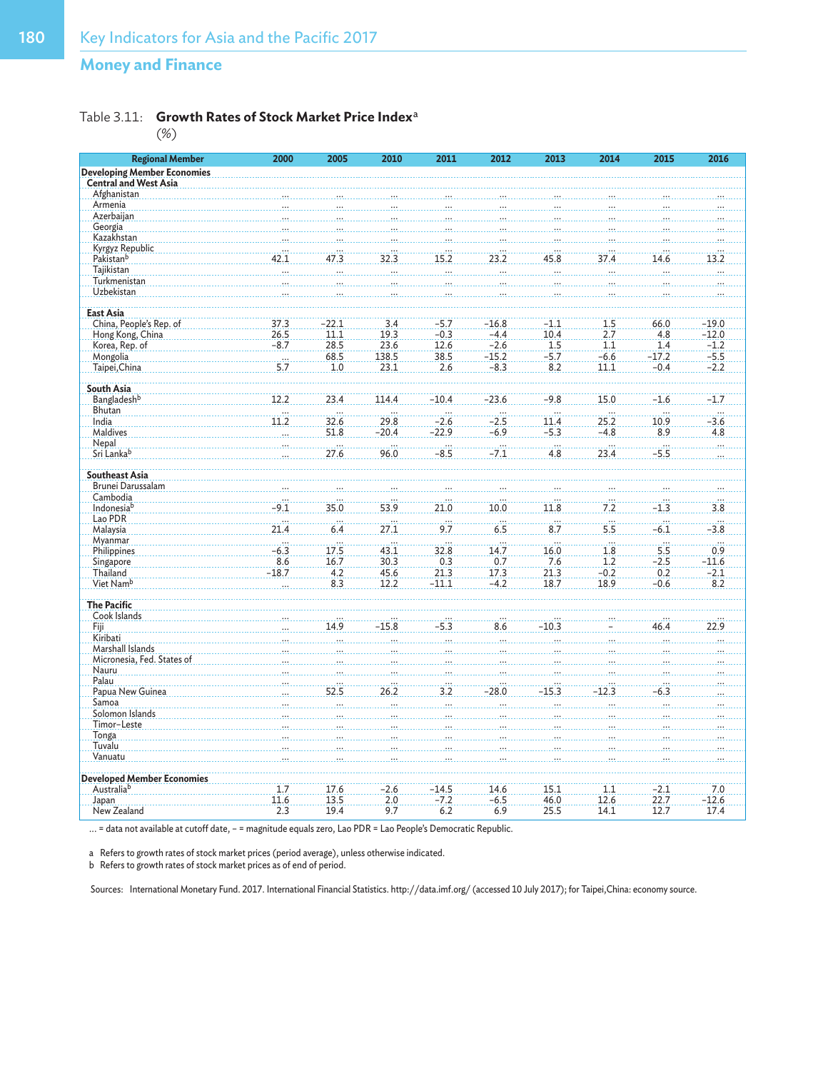## Money and Finance

Table 3.11: **Growth Rates of Stock Market Price Index[a]**
(%)

| Regional Member | 2000 | 2005 | 2010 | 2011 | 2012 | 2013 | 2014 | 2015 | 2016 |
|---|---|---|---|---|---|---|---|---|---|
| **Developing Member Economies** | | | | | | | | | |
| **Central and West Asia** | | | | | | | | | |
| Afghanistan | ... | ... | ... | ... | ... | ... | ... | ... | ... |
| Armenia | ... | ... | ... | ... | ... | ... | ... | ... | ... |
| Azerbaijan | ... | ... | ... | ... | ... | ... | ... | ... | ... |
| Georgia | ... | ... | ... | ... | ... | ... | ... | ... | ... |
| Kazakhstan | ... | ... | ... | ... | ... | ... | ... | ... | ... |
| Kyrgyz Republic | ... | ... | ... | ... | ... | ... | ... | ... | ... |
| Pakistan[b] | 42.1 | 47.3 | 32.3 | 15.2 | 23.2 | 45.8 | 37.4 | 14.6 | 13.2 |
| Tajikistan | ... | ... | ... | ... | ... | ... | ... | ... | ... |
| Turkmenistan | ... | ... | ... | ... | ... | ... | ... | ... | ... |
| Uzbekistan | ... | ... | ... | ... | ... | ... | ... | ... | ... |
| **East Asia** | | | | | | | | | |
| China, People's Rep. of | 37.3 | −22.1 | 3.4 | −5.7 | −16.8 | −1.1 | 1.5 | 66.0 | −19.0 |
| Hong Kong, China | 26.5 | 11.1 | 19.3 | −0.3 | −4.4 | 10.4 | 2.7 | 4.8 | −12.0 |
| Korea, Rep. of | −8.7 | 28.5 | 23.6 | 12.6 | −2.6 | 1.5 | 1.1 | 1.4 | −1.2 |
| Mongolia | ... | 68.5 | 138.5 | 38.5 | −15.2 | −5.7 | −6.6 | −17.2 | −5.5 |
| Taipei,China | 5.7 | 1.0 | 23.1 | 2.6 | −8.3 | 8.2 | 11.1 | −0.4 | −2.2 |
| **South Asia** | | | | | | | | | |
| Bangladesh[b] | 12.2 | 23.4 | 114.4 | −10.4 | −23.6 | −9.8 | 15.0 | −1.6 | −1.7 |
| Bhutan | ... | ... | ... | ... | ... | ... | ... | ... | ... |
| India | 11.2 | 32.6 | 29.8 | −2.6 | −2.5 | 11.4 | 25.2 | 10.9 | −3.6 |
| Maldives | ... | 51.8 | −20.4 | −22.9 | −6.9 | −5.3 | −4.8 | 8.9 | 4.8 |
| Nepal | ... | ... | ... | ... | ... | ... | ... | ... | ... |
| Sri Lanka[b] | ... | 27.6 | 96.0 | −8.5 | −7.1 | 4.8 | 23.4 | −5.5 | ... |
| **Southeast Asia** | | | | | | | | | |
| Brunei Darussalam | ... | ... | ... | ... | ... | ... | ... | ... | ... |
| Cambodia | ... | ... | ... | ... | ... | ... | ... | ... | ... |
| Indonesia[b] | −9.1 | 35.0 | 53.9 | 21.0 | 10.0 | 11.8 | 7.2 | −1.3 | 3.8 |
| Lao PDR | ... | ... | ... | ... | ... | ... | ... | ... | ... |
| Malaysia | 21.4 | 6.4 | 27.1 | 9.7 | 6.5 | 8.7 | 5.5 | −6.1 | −3.8 |
| Myanmar | ... | ... | ... | ... | ... | ... | ... | ... | ... |
| Philippines | −6.3 | 17.5 | 43.1 | 32.8 | 14.7 | 16.0 | 1.8 | 5.5 | 0.9 |
| Singapore | 8.6 | 16.7 | 30.3 | 0.3 | 0.7 | 7.6 | 1.2 | −2.5 | −11.6 |
| Thailand | −18.7 | 4.2 | 45.6 | 21.3 | 17.3 | 21.3 | −0.2 | 0.2 | −2.1 |
| Viet Nam[b] | ... | 8.3 | 12.2 | −11.1 | −4.2 | 18.7 | 18.9 | −0.6 | 8.2 |
| **The Pacific** | | | | | | | | | |
| Cook Islands | ... | ... | ... | ... | ... | ... | ... | ... | ... |
| Fiji | ... | 14.9 | −15.8 | −5.3 | 8.6 | −10.3 | – | 46.4 | 22.9 |
| Kiribati | ... | ... | ... | ... | ... | ... | ... | ... | ... |
| Marshall Islands | ... | ... | ... | ... | ... | ... | ... | ... | ... |
| Micronesia, Fed. States of | ... | ... | ... | ... | ... | ... | ... | ... | ... |
| Nauru | ... | ... | ... | ... | ... | ... | ... | ... | ... |
| Palau | ... | ... | ... | ... | ... | ... | ... | ... | ... |
| Papua New Guinea | ... | 52.5 | 26.2 | 3.2 | −28.0 | −15.3 | −12.3 | −6.3 | ... |
| Samoa | ... | ... | ... | ... | ... | ... | ... | ... | ... |
| Solomon Islands | ... | ... | ... | ... | ... | ... | ... | ... | ... |
| Timor-Leste | ... | ... | ... | ... | ... | ... | ... | ... | ... |
| Tonga | ... | ... | ... | ... | ... | ... | ... | ... | ... |
| Tuvalu | ... | ... | ... | ... | ... | ... | ... | ... | ... |
| Vanuatu | ... | ... | ... | ... | ... | ... | ... | ... | ... |
| **Developed Member Economies** | | | | | | | | | |
| Australia[b] | 1.7 | 17.6 | −2.6 | −14.5 | 14.6 | 15.1 | 1.1 | −2.1 | 7.0 |
| Japan | 11.6 | 13.5 | 2.0 | −7.2 | −6.5 | 46.0 | 12.6 | 22.7 | −12.6 |
| New Zealand | 2.3 | 19.4 | 9.7 | 6.2 | 6.9 | 25.5 | 14.1 | 12.7 | 17.4 |

... = data not available at cutoff date, – = magnitude equals zero, Lao PDR = Lao People's Democratic Republic.

a Refers to growth rates of stock market prices (period average), unless otherwise indicated.
b Refers to growth rates of stock market prices as of end of period.

Sources: International Monetary Fund. 2017. International Financial Statistics. http://data.imf.org/ (accessed 10 July 2017); for Taipei,China: economy source.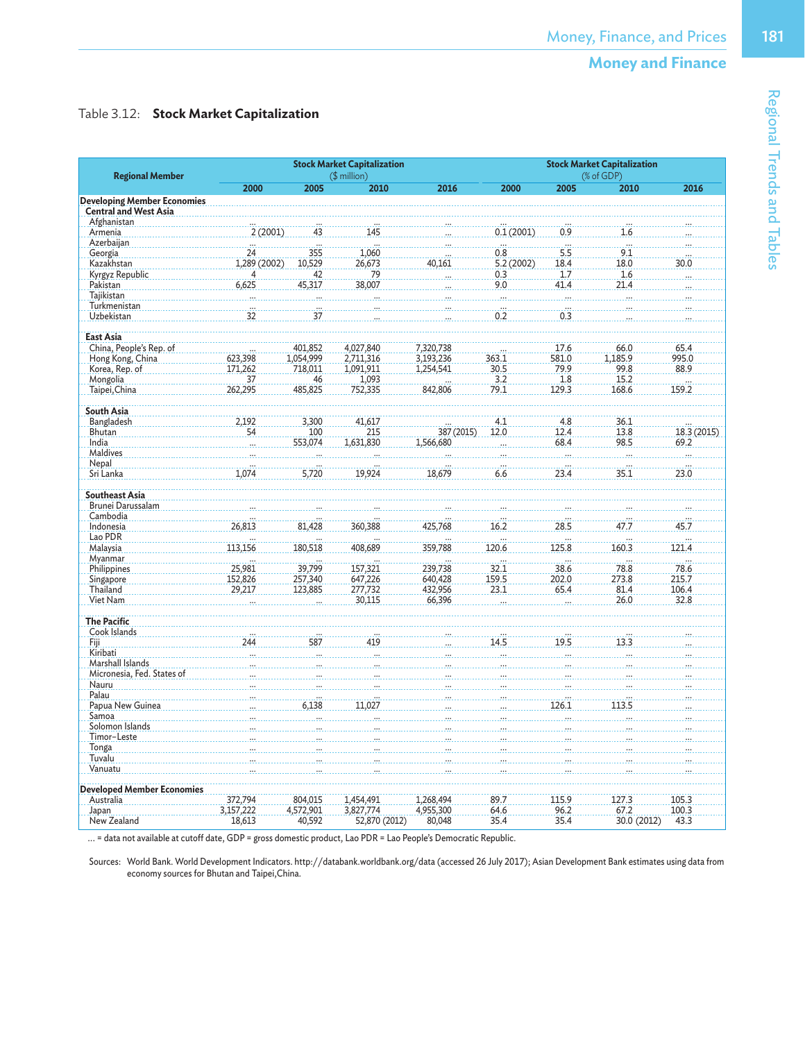Table 3.12: **Stock Market Capitalization**

| Regional Member | Stock Market Capitalization ($ million) | | | | Stock Market Capitalization (% of GDP) | | | |
|---|---|---|---|---|---|---|---|---|
| | 2000 | 2005 | 2010 | 2016 | 2000 | 2005 | 2010 | 2016 |
| **Developing Member Economies** | | | | | | | | |
| **Central and West Asia** | | | | | | | | |
| Afghanistan | ... | ... | ... | ... | ... | ... | ... | ... |
| Armenia | 2 (2001) | 43 | 145 | ... | 0.1 (2001) | 0.9 | 1.6 | ... |
| Azerbaijan | ... | ... | ... | ... | ... | ... | ... | ... |
| Georgia | 24 | 355 | 1,060 | ... | 0.8 | 5.5 | 9.1 | ... |
| Kazakhstan | 1,289 (2002) | 10,529 | 26,673 | 40,161 | 5.2 (2002) | 18.4 | 18.0 | 30.0 |
| Kyrgyz Republic | 4 | 42 | 79 | ... | 0.3 | 1.7 | 1.6 | ... |
| Pakistan | 6,625 | 45,317 | 38,007 | ... | 9.0 | 41.4 | 21.4 | ... |
| Tajikistan | ... | ... | ... | ... | ... | ... | ... | ... |
| Turkmenistan | ... | ... | ... | ... | ... | ... | ... | ... |
| Uzbekistan | 32 | 37 | ... | ... | 0.2 | 0.3 | ... | ... |
| **East Asia** | | | | | | | | |
| China, People's Rep. of | ... | 401,852 | 4,027,840 | 7,320,738 | ... | 17.6 | 66.0 | 65.4 |
| Hong Kong, China | 623,398 | 1,054,999 | 2,711,316 | 3,193,236 | 363.1 | 581.0 | 1,185.9 | 995.0 |
| Korea, Rep. of | 171,262 | 718,011 | 1,091,911 | 1,254,541 | 30.5 | 79.9 | 99.8 | 88.9 |
| Mongolia | 37 | 46 | 1,093 | ... | 3.2 | 1.8 | 15.2 | ... |
| Taipei,China | 262,295 | 485,825 | 752,335 | 842,806 | 79.1 | 129.3 | 168.6 | 159.2 |
| **South Asia** | | | | | | | | |
| Bangladesh | 2,192 | 3,300 | 41,617 | ... | 4.1 | 4.8 | 36.1 | ... |
| Bhutan | 54 | 100 | 215 | 387 (2015) | 12.0 | 12.4 | 13.8 | 18.3 (2015) |
| India | ... | 553,074 | 1,631,830 | 1,566,680 | ... | 68.4 | 98.5 | 69.2 |
| Maldives | ... | ... | ... | ... | ... | ... | ... | ... |
| Nepal | ... | ... | ... | ... | ... | ... | ... | ... |
| Sri Lanka | 1,074 | 5,720 | 19,924 | 18,679 | 6.6 | 23.4 | 35.1 | 23.0 |
| **Southeast Asia** | | | | | | | | |
| Brunei Darussalam | ... | ... | ... | ... | ... | ... | ... | ... |
| Cambodia | ... | ... | ... | ... | ... | ... | ... | ... |
| Indonesia | 26,813 | 81,428 | 360,388 | 425,768 | 16.2 | 28.5 | 47.7 | 45.7 |
| Lao PDR | ... | ... | ... | ... | ... | ... | ... | ... |
| Malaysia | 113,156 | 180,518 | 408,689 | 359,788 | 120.6 | 125.8 | 160.3 | 121.4 |
| Myanmar | ... | ... | ... | ... | ... | ... | ... | ... |
| Philippines | 25,981 | 39,799 | 157,321 | 239,738 | 32.1 | 38.6 | 78.8 | 78.6 |
| Singapore | 152,826 | 257,340 | 647,226 | 640,428 | 159.5 | 202.0 | 273.8 | 215.7 |
| Thailand | 29,217 | 123,885 | 277,732 | 432,956 | 23.1 | 65.4 | 81.4 | 106.4 |
| Viet Nam | ... | ... | 30,115 | 66,396 | ... | ... | 26.0 | 32.8 |
| **The Pacific** | | | | | | | | |
| Cook Islands | ... | ... | ... | ... | ... | ... | ... | ... |
| Fiji | 244 | 587 | 419 | ... | 14.5 | 19.5 | 13.3 | ... |
| Kiribati | ... | ... | ... | ... | ... | ... | ... | ... |
| Marshall Islands | ... | ... | ... | ... | ... | ... | ... | ... |
| Micronesia, Fed. States of | ... | ... | ... | ... | ... | ... | ... | ... |
| Nauru | ... | ... | ... | ... | ... | ... | ... | ... |
| Palau | ... | ... | ... | ... | ... | ... | ... | ... |
| Papua New Guinea | ... | 6,138 | 11,027 | ... | ... | 126.1 | 113.5 | ... |
| Samoa | ... | ... | ... | ... | ... | ... | ... | ... |
| Solomon Islands | ... | ... | ... | ... | ... | ... | ... | ... |
| Timor-Leste | ... | ... | ... | ... | ... | ... | ... | ... |
| Tonga | ... | ... | ... | ... | ... | ... | ... | ... |
| Tuvalu | ... | ... | ... | ... | ... | ... | ... | ... |
| Vanuatu | ... | ... | ... | ... | ... | ... | ... | ... |
| **Developed Member Economies** | | | | | | | | |
| Australia | 372,794 | 804,015 | 1,454,491 | 1,268,494 | 89.7 | 115.9 | 127.3 | 105.3 |
| Japan | 3,157,222 | 4,572,901 | 3,827,774 | 4,955,300 | 64.6 | 96.2 | 67.2 | 100.3 |
| New Zealand | 18,613 | 40,592 | 52,870 (2012) | 80,048 | 35.4 | 35.4 | 30.0 (2012) | 43.3 |

... = data not available at cutoff date, GDP = gross domestic product, Lao PDR = Lao People's Democratic Republic.

Sources: World Bank. World Development Indicators. http://databank.worldbank.org/data (accessed 26 July 2017); Asian Development Bank estimates using data from economy sources for Bhutan and Taipei,China.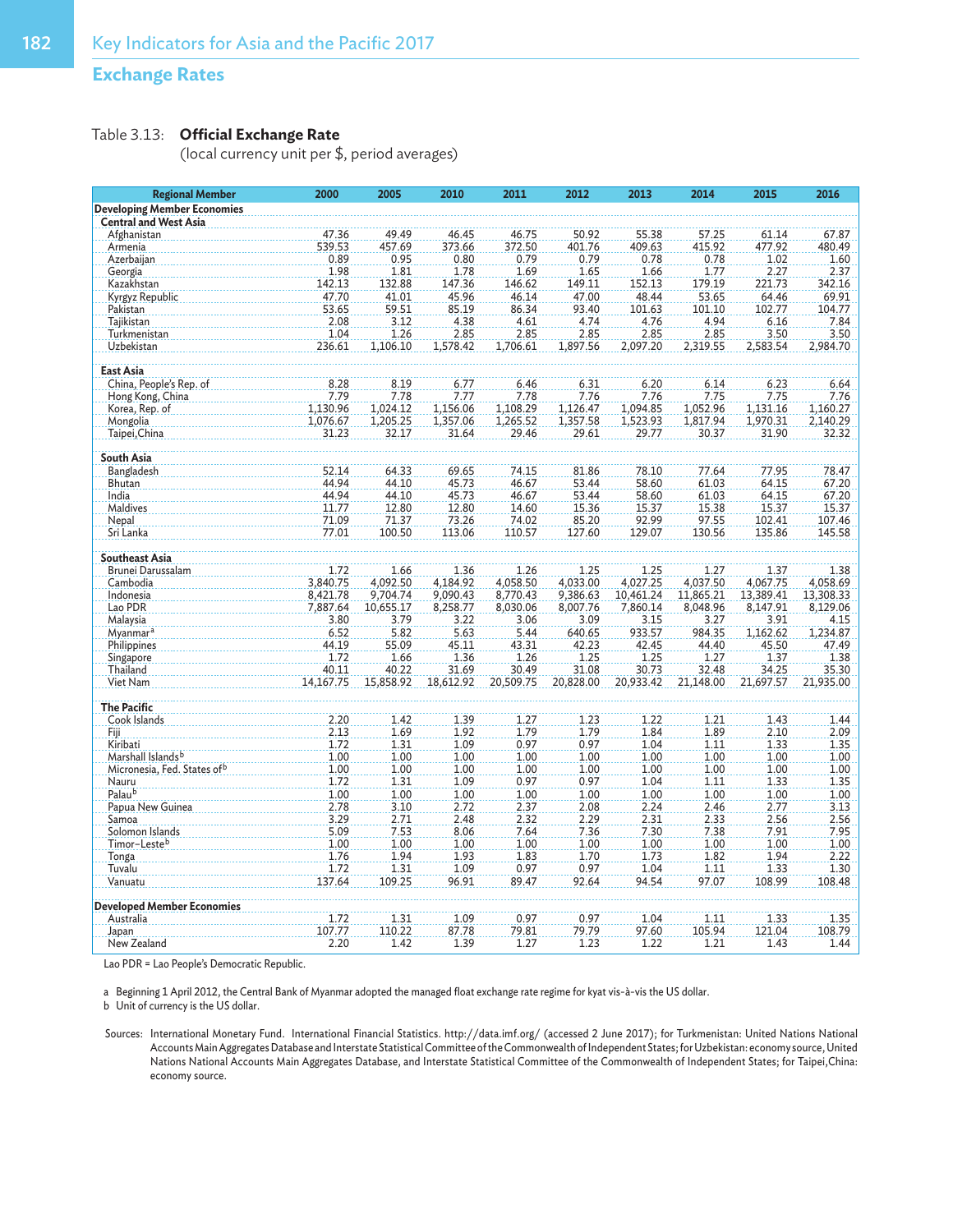## Exchange Rates

Table 3.13: **Official Exchange Rate**
(local currency unit per $, period averages)

| Regional Member | 2000 | 2005 | 2010 | 2011 | 2012 | 2013 | 2014 | 2015 | 2016 |
|---|---|---|---|---|---|---|---|---|---|
| **Developing Member Economies** | | | | | | | | | |
| **Central and West Asia** | | | | | | | | | |
| Afghanistan | 47.36 | 49.49 | 46.45 | 46.75 | 50.92 | 55.38 | 57.25 | 61.14 | 67.87 |
| Armenia | 539.53 | 457.69 | 373.66 | 372.50 | 401.76 | 409.63 | 415.92 | 477.92 | 480.49 |
| Azerbaijan | 0.89 | 0.95 | 0.80 | 0.79 | 0.79 | 0.78 | 0.78 | 1.02 | 1.60 |
| Georgia | 1.98 | 1.81 | 1.78 | 1.69 | 1.65 | 1.66 | 1.77 | 2.27 | 2.37 |
| Kazakhstan | 142.13 | 132.88 | 147.36 | 146.62 | 149.11 | 152.13 | 179.19 | 221.73 | 342.16 |
| Kyrgyz Republic | 47.70 | 41.01 | 45.96 | 46.14 | 47.00 | 48.44 | 53.65 | 64.46 | 69.91 |
| Pakistan | 53.65 | 59.51 | 85.19 | 86.34 | 93.40 | 101.63 | 101.10 | 102.77 | 104.77 |
| Tajikistan | 2.08 | 3.12 | 4.38 | 4.61 | 4.74 | 4.76 | 4.94 | 6.16 | 7.84 |
| Turkmenistan | 1.04 | 1.26 | 2.85 | 2.85 | 2.85 | 2.85 | 2.85 | 3.50 | 3.50 |
| Uzbekistan | 236.61 | 1,106.10 | 1,578.42 | 1,706.61 | 1,897.56 | 2,097.20 | 2,319.55 | 2,583.54 | 2,984.70 |
| **East Asia** | | | | | | | | | |
| China, People's Rep. of | 8.28 | 8.19 | 6.77 | 6.46 | 6.31 | 6.20 | 6.14 | 6.23 | 6.64 |
| Hong Kong, China | 7.79 | 7.78 | 7.77 | 7.78 | 7.76 | 7.76 | 7.75 | 7.75 | 7.76 |
| Korea, Rep. of | 1,130.96 | 1,024.12 | 1,156.06 | 1,108.29 | 1,126.47 | 1,094.85 | 1,052.96 | 1,131.16 | 1,160.27 |
| Mongolia | 1,076.67 | 1,205.25 | 1,357.06 | 1,265.52 | 1,357.58 | 1,523.93 | 1,817.94 | 1,970.31 | 2,140.29 |
| Taipei,China | 31.23 | 32.17 | 31.64 | 29.46 | 29.61 | 29.77 | 30.37 | 31.90 | 32.32 |
| **South Asia** | | | | | | | | | |
| Bangladesh | 52.14 | 64.33 | 69.65 | 74.15 | 81.86 | 78.10 | 77.64 | 77.95 | 78.47 |
| Bhutan | 44.94 | 44.10 | 45.73 | 46.67 | 53.44 | 58.60 | 61.03 | 64.15 | 67.20 |
| India | 44.94 | 44.10 | 45.73 | 46.67 | 53.44 | 58.60 | 61.03 | 64.15 | 67.20 |
| Maldives | 11.77 | 12.80 | 12.80 | 14.60 | 15.36 | 15.37 | 15.38 | 15.37 | 15.37 |
| Nepal | 71.09 | 71.37 | 73.26 | 74.02 | 85.20 | 92.99 | 97.55 | 102.41 | 107.46 |
| Sri Lanka | 77.01 | 100.50 | 113.06 | 110.57 | 127.60 | 129.07 | 130.56 | 135.86 | 145.58 |
| **Southeast Asia** | | | | | | | | | |
| Brunei Darussalam | 1.72 | 1.66 | 1.36 | 1.26 | 1.25 | 1.25 | 1.27 | 1.37 | 1.38 |
| Cambodia | 3,840.75 | 4,092.50 | 4,184.92 | 4,058.50 | 4,033.00 | 4,027.25 | 4,037.50 | 4,067.75 | 4,058.69 |
| Indonesia | 8,421.78 | 9,704.74 | 9,090.43 | 8,770.43 | 9,386.63 | 10,461.24 | 11,865.21 | 13,389.41 | 13,308.33 |
| Lao PDR | 7,887.64 | 10,655.17 | 8,258.77 | 8,030.06 | 8,007.76 | 7,860.14 | 8,048.96 | 8,147.91 | 8,129.06 |
| Malaysia | 3.80 | 3.79 | 3.22 | 3.06 | 3.09 | 3.15 | 3.27 | 3.91 | 4.15 |
| Myanmar[a] | 6.52 | 5.82 | 5.63 | 5.44 | 640.65 | 933.57 | 984.35 | 1,162.62 | 1,234.87 |
| Philippines | 44.19 | 55.09 | 45.11 | 43.31 | 42.23 | 42.45 | 44.40 | 45.50 | 47.49 |
| Singapore | 1.72 | 1.66 | 1.36 | 1.26 | 1.25 | 1.25 | 1.27 | 1.37 | 1.38 |
| Thailand | 40.11 | 40.22 | 31.69 | 30.49 | 31.08 | 30.73 | 32.48 | 34.25 | 35.30 |
| Viet Nam | 14,167.75 | 15,858.92 | 18,612.92 | 20,509.75 | 20,828.00 | 20,933.42 | 21,148.00 | 21,697.57 | 21,935.00 |
| **The Pacific** | | | | | | | | | |
| Cook Islands | 2.20 | 1.42 | 1.39 | 1.27 | 1.23 | 1.22 | 1.21 | 1.43 | 1.44 |
| Fiji | 2.13 | 1.69 | 1.92 | 1.79 | 1.79 | 1.84 | 1.89 | 2.10 | 2.09 |
| Kiribati | 1.72 | 1.31 | 1.09 | 0.97 | 0.97 | 1.04 | 1.11 | 1.33 | 1.35 |
| Marshall Islands[b] | 1.00 | 1.00 | 1.00 | 1.00 | 1.00 | 1.00 | 1.00 | 1.00 | 1.00 |
| Micronesia, Fed. States of[b] | 1.00 | 1.00 | 1.00 | 1.00 | 1.00 | 1.00 | 1.00 | 1.00 | 1.00 |
| Nauru | 1.72 | 1.31 | 1.09 | 0.97 | 0.97 | 1.04 | 1.11 | 1.33 | 1.35 |
| Palau[b] | 1.00 | 1.00 | 1.00 | 1.00 | 1.00 | 1.00 | 1.00 | 1.00 | 1.00 |
| Papua New Guinea | 2.78 | 3.10 | 2.72 | 2.37 | 2.08 | 2.24 | 2.46 | 2.77 | 3.13 |
| Samoa | 3.29 | 2.71 | 2.48 | 2.32 | 2.29 | 2.31 | 2.33 | 2.56 | 2.56 |
| Solomon Islands | 5.09 | 7.53 | 8.06 | 7.64 | 7.36 | 7.30 | 7.38 | 7.91 | 7.95 |
| Timor-Leste[b] | 1.00 | 1.00 | 1.00 | 1.00 | 1.00 | 1.00 | 1.00 | 1.00 | 1.00 |
| Tonga | 1.76 | 1.94 | 1.93 | 1.83 | 1.70 | 1.73 | 1.82 | 1.94 | 2.22 |
| Tuvalu | 1.72 | 1.31 | 1.09 | 0.97 | 0.97 | 1.04 | 1.11 | 1.33 | 1.30 |
| Vanuatu | 137.64 | 109.25 | 96.91 | 89.47 | 92.64 | 94.54 | 97.07 | 108.99 | 108.48 |
| **Developed Member Economies** | | | | | | | | | |
| Australia | 1.72 | 1.31 | 1.09 | 0.97 | 0.97 | 1.04 | 1.11 | 1.33 | 1.35 |
| Japan | 107.77 | 110.22 | 87.78 | 79.81 | 79.79 | 97.60 | 105.94 | 121.04 | 108.79 |
| New Zealand | 2.20 | 1.42 | 1.39 | 1.27 | 1.23 | 1.22 | 1.21 | 1.43 | 1.44 |

Lao PDR = Lao People's Democratic Republic.

a Beginning 1 April 2012, the Central Bank of Myanmar adopted the managed float exchange rate regime for kyat vis-à-vis the US dollar.
b Unit of currency is the US dollar.

Sources: International Monetary Fund. International Financial Statistics. http://data.imf.org/ (accessed 2 June 2017); for Turkmenistan: United Nations National Accounts Main Aggregates Database and Interstate Statistical Committee of the Commonwealth of Independent States; for Uzbekistan: economy source, United Nations National Accounts Main Aggregates Database, and Interstate Statistical Committee of the Commonwealth of Independent States; for Taipei,China: economy source.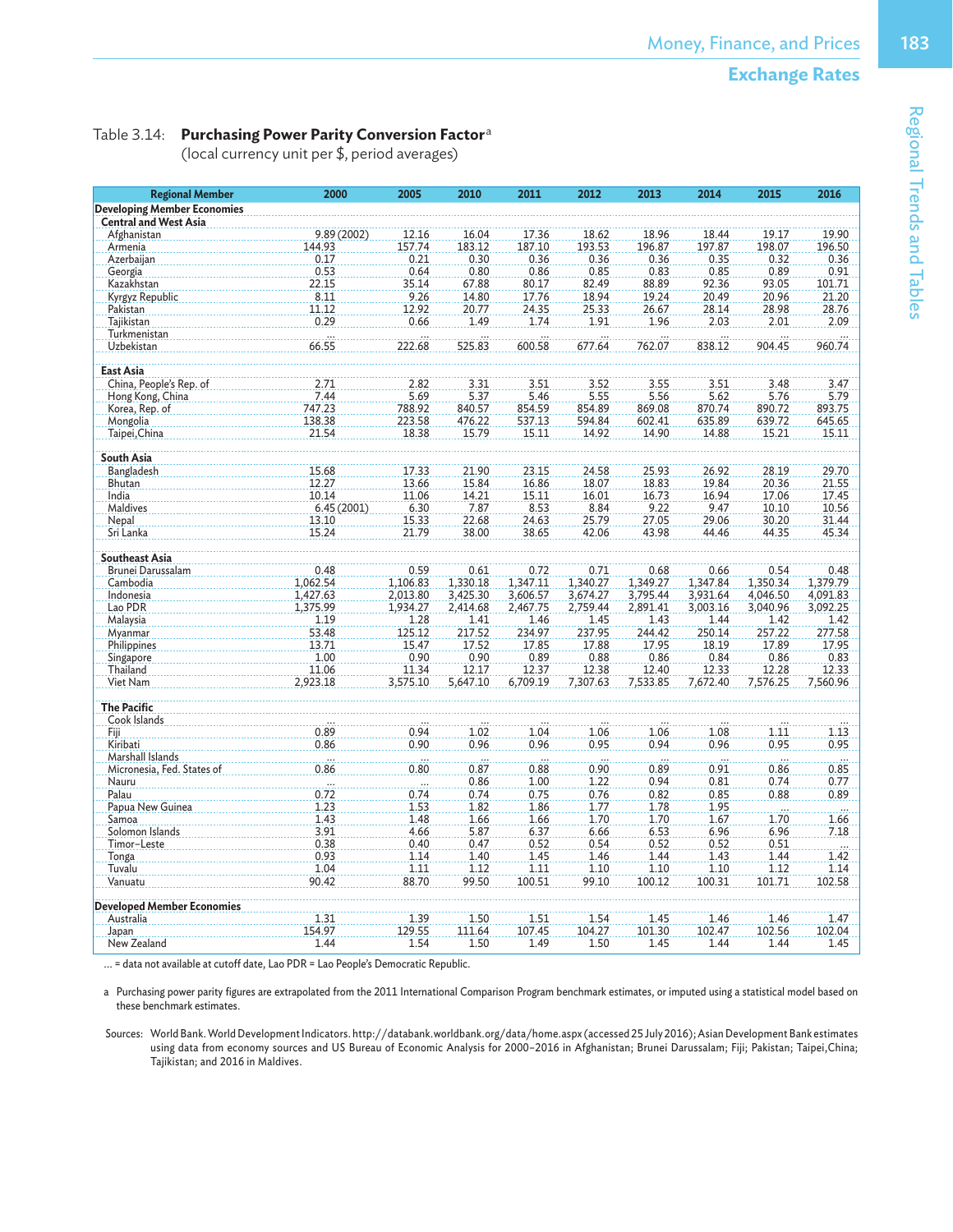Table 3.14: **Purchasing Power Parity Conversion Factor**[a]
(local currency unit per $, period averages)

| Regional Member | 2000 | 2005 | 2010 | 2011 | 2012 | 2013 | 2014 | 2015 | 2016 |
|---|---|---|---|---|---|---|---|---|---|
| **Developing Member Economies** | | | | | | | | | |
| **Central and West Asia** | | | | | | | | | |
| Afghanistan | 9.89 (2002) | 12.16 | 16.04 | 17.36 | 18.62 | 18.96 | 18.44 | 19.17 | 19.90 |
| Armenia | 144.93 | 157.74 | 183.12 | 187.10 | 193.53 | 196.87 | 197.87 | 198.07 | 196.50 |
| Azerbaijan | 0.17 | 0.21 | 0.30 | 0.36 | 0.36 | 0.36 | 0.35 | 0.32 | 0.36 |
| Georgia | 0.53 | 0.64 | 0.80 | 0.86 | 0.85 | 0.83 | 0.85 | 0.89 | 0.91 |
| Kazakhstan | 22.15 | 35.14 | 67.88 | 80.17 | 82.49 | 88.89 | 92.36 | 93.05 | 101.71 |
| Kyrgyz Republic | 8.11 | 9.26 | 14.80 | 17.76 | 18.94 | 19.24 | 20.49 | 20.96 | 21.20 |
| Pakistan | 11.12 | 12.92 | 20.77 | 24.35 | 25.33 | 26.67 | 28.14 | 28.98 | 28.76 |
| Tajikistan | 0.29 | 0.66 | 1.49 | 1.74 | 1.91 | 1.96 | 2.03 | 2.01 | 2.09 |
| Turkmenistan | ... | ... | ... | ... | ... | ... | ... | ... | ... |
| Uzbekistan | 66.55 | 222.68 | 525.83 | 600.58 | 677.64 | 762.07 | 838.12 | 904.45 | 960.74 |
| **East Asia** | | | | | | | | | |
| China, People's Rep. of | 2.71 | 2.82 | 3.31 | 3.51 | 3.52 | 3.55 | 3.51 | 3.48 | 3.47 |
| Hong Kong, China | 7.44 | 5.69 | 5.37 | 5.46 | 5.55 | 5.56 | 5.62 | 5.76 | 5.79 |
| Korea, Rep. of | 747.23 | 788.92 | 840.57 | 854.59 | 854.89 | 869.08 | 870.74 | 890.72 | 893.75 |
| Mongolia | 138.38 | 223.58 | 476.22 | 537.13 | 594.84 | 602.41 | 635.89 | 639.72 | 645.65 |
| Taipei,China | 21.54 | 18.38 | 15.79 | 15.11 | 14.92 | 14.90 | 14.88 | 15.21 | 15.11 |
| **South Asia** | | | | | | | | | |
| Bangladesh | 15.68 | 17.33 | 21.90 | 23.15 | 24.58 | 25.93 | 26.92 | 28.19 | 29.70 |
| Bhutan | 12.27 | 13.66 | 15.84 | 16.86 | 18.07 | 18.83 | 19.84 | 20.36 | 21.55 |
| India | 10.14 | 11.06 | 14.21 | 15.11 | 16.01 | 16.73 | 16.94 | 17.06 | 17.45 |
| Maldives | 6.45 (2001) | 6.30 | 7.87 | 8.53 | 8.84 | 9.22 | 9.47 | 10.10 | 10.56 |
| Nepal | 13.10 | 15.33 | 22.68 | 24.63 | 25.79 | 27.05 | 29.06 | 30.20 | 31.44 |
| Sri Lanka | 15.24 | 21.79 | 38.00 | 38.65 | 42.06 | 43.98 | 44.46 | 44.35 | 45.34 |
| **Southeast Asia** | | | | | | | | | |
| Brunei Darussalam | 0.48 | 0.59 | 0.61 | 0.72 | 0.71 | 0.68 | 0.66 | 0.54 | 0.48 |
| Cambodia | 1,062.54 | 1,106.83 | 1,330.18 | 1,347.11 | 1,340.27 | 1,349.27 | 1,347.84 | 1,350.34 | 1,379.79 |
| Indonesia | 1,427.63 | 2,013.80 | 3,425.30 | 3,606.57 | 3,674.27 | 3,795.44 | 3,931.64 | 4,046.50 | 4,091.83 |
| Lao PDR | 1,375.99 | 1,934.27 | 2,414.68 | 2,467.75 | 2,759.44 | 2,891.41 | 3,003.16 | 3,040.96 | 3,092.25 |
| Malaysia | 1.19 | 1.28 | 1.41 | 1.46 | 1.45 | 1.43 | 1.44 | 1.42 | 1.42 |
| Myanmar | 53.48 | 125.12 | 217.52 | 234.97 | 237.95 | 244.42 | 250.14 | 257.22 | 277.58 |
| Philippines | 13.71 | 15.47 | 17.52 | 17.85 | 17.88 | 17.95 | 18.19 | 17.89 | 17.95 |
| Singapore | 1.00 | 0.90 | 0.90 | 0.89 | 0.88 | 0.86 | 0.84 | 0.86 | 0.83 |
| Thailand | 11.06 | 11.34 | 12.17 | 12.37 | 12.38 | 12.40 | 12.33 | 12.28 | 12.33 |
| Viet Nam | 2,923.18 | 3,575.10 | 5,647.10 | 6,709.19 | 7,307.63 | 7,533.85 | 7,672.40 | 7,576.25 | 7,560.96 |
| **The Pacific** | | | | | | | | | |
| Cook Islands | ... | ... | ... | ... | ... | ... | ... | ... | ... |
| Fiji | 0.89 | 0.94 | 1.02 | 1.04 | 1.06 | 1.06 | 1.08 | 1.11 | 1.13 |
| Kiribati | 0.86 | 0.90 | 0.96 | 0.96 | 0.95 | 0.94 | 0.96 | 0.95 | 0.95 |
| Marshall Islands | ... | ... | ... | ... | ... | ... | ... | ... | ... |
| Micronesia, Fed. States of | 0.86 | 0.80 | 0.87 | 0.88 | 0.90 | 0.89 | 0.91 | 0.86 | 0.85 |
| Nauru | ... | ... | 0.86 | 1.00 | 1.22 | 0.94 | 0.81 | 0.74 | 0.77 |
| Palau | 0.72 | 0.74 | 0.74 | 0.75 | 0.76 | 0.82 | 0.85 | 0.88 | 0.89 |
| Papua New Guinea | 1.23 | 1.53 | 1.82 | 1.86 | 1.77 | 1.78 | 1.95 | ... | ... |
| Samoa | 1.43 | 1.48 | 1.66 | 1.66 | 1.70 | 1.70 | 1.67 | 1.70 | 1.66 |
| Solomon Islands | 3.91 | 4.66 | 5.87 | 6.37 | 6.66 | 6.53 | 6.96 | 6.96 | 7.18 |
| Timor-Leste | 0.38 | 0.40 | 0.47 | 0.52 | 0.54 | 0.52 | 0.52 | 0.51 | ... |
| Tonga | 0.93 | 1.14 | 1.40 | 1.45 | 1.46 | 1.44 | 1.43 | 1.44 | 1.42 |
| Tuvalu | 1.04 | 1.11 | 1.12 | 1.11 | 1.10 | 1.10 | 1.10 | 1.12 | 1.14 |
| Vanuatu | 90.42 | 88.70 | 99.50 | 100.51 | 99.10 | 100.12 | 100.31 | 101.71 | 102.58 |
| **Developed Member Economies** | | | | | | | | | |
| Australia | 1.31 | 1.39 | 1.50 | 1.51 | 1.54 | 1.45 | 1.46 | 1.46 | 1.47 |
| Japan | 154.97 | 129.55 | 111.64 | 107.45 | 104.27 | 101.30 | 102.47 | 102.56 | 102.04 |
| New Zealand | 1.44 | 1.54 | 1.50 | 1.49 | 1.50 | 1.45 | 1.44 | 1.44 | 1.45 |

... = data not available at cutoff date, Lao PDR = Lao People's Democratic Republic.

a Purchasing power parity figures are extrapolated from the 2011 International Comparison Program benchmark estimates, or imputed using a statistical model based on these benchmark estimates.

Sources: World Bank. World Development Indicators. http://databank.worldbank.org/data/home.aspx (accessed 25 July 2016); Asian Development Bank estimates using data from economy sources and US Bureau of Economic Analysis for 2000–2016 in Afghanistan; Brunei Darussalam; Fiji; Pakistan; Taipei,China; Tajikistan; and 2016 in Maldives.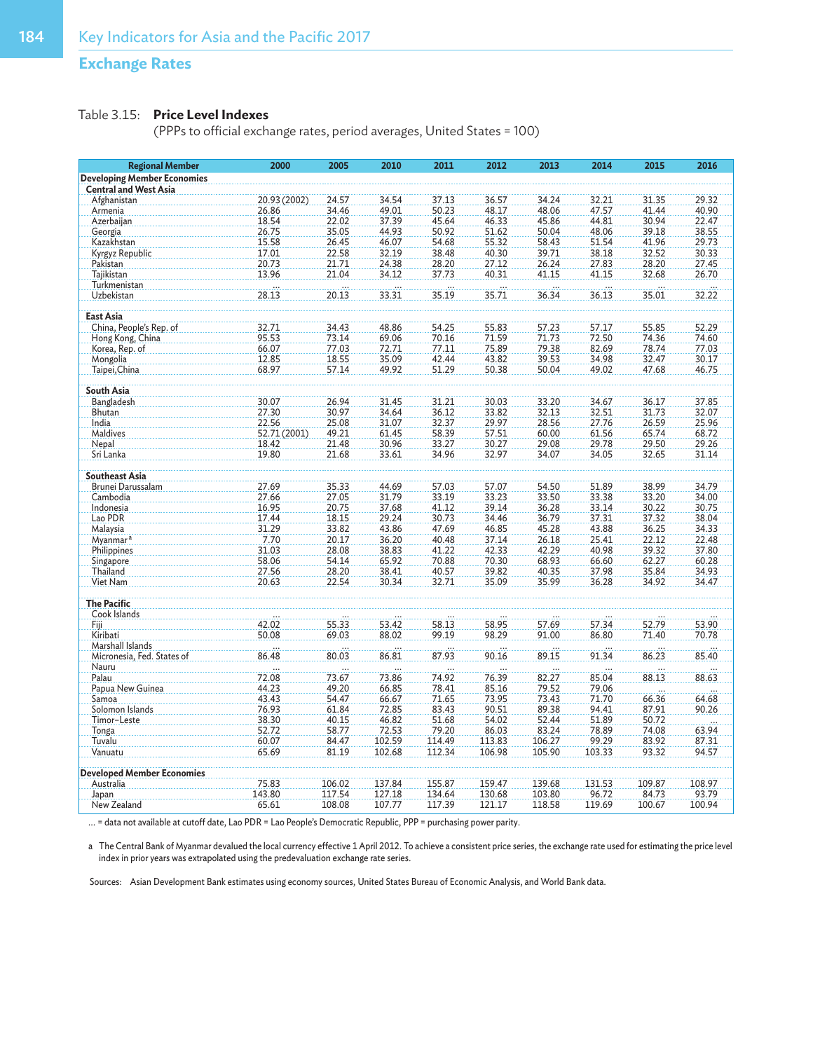## Exchange Rates

Table 3.15: **Price Level Indexes**
(PPPs to official exchange rates, period averages, United States = 100)

| Regional Member | 2000 | 2005 | 2010 | 2011 | 2012 | 2013 | 2014 | 2015 | 2016 |
|---|---|---|---|---|---|---|---|---|---|
| **Developing Member Economies** | | | | | | | | | |
| **Central and West Asia** | | | | | | | | | |
| Afghanistan | 20.93 (2002) | 24.57 | 34.54 | 37.13 | 36.57 | 34.24 | 32.21 | 31.35 | 29.32 |
| Armenia | 26.86 | 34.46 | 49.01 | 50.23 | 48.17 | 48.06 | 47.57 | 41.44 | 40.90 |
| Azerbaijan | 18.54 | 22.02 | 37.39 | 45.64 | 46.33 | 45.86 | 44.81 | 30.94 | 22.47 |
| Georgia | 26.75 | 35.05 | 44.93 | 50.92 | 51.62 | 50.04 | 48.06 | 39.18 | 38.55 |
| Kazakhstan | 15.58 | 26.45 | 46.07 | 54.68 | 55.32 | 58.43 | 51.54 | 41.96 | 29.73 |
| Kyrgyz Republic | 17.01 | 22.58 | 32.19 | 38.48 | 40.30 | 39.71 | 38.18 | 32.52 | 30.33 |
| Pakistan | 20.73 | 21.71 | 24.38 | 28.20 | 27.12 | 26.24 | 27.83 | 28.20 | 27.45 |
| Tajikistan | 13.96 | 21.04 | 34.12 | 37.73 | 40.31 | 41.15 | 41.15 | 32.68 | 26.70 |
| Turkmenistan | ... | ... | ... | ... | ... | ... | ... | ... | ... |
| Uzbekistan | 28.13 | 20.13 | 33.31 | 35.19 | 35.71 | 36.34 | 36.13 | 35.01 | 32.22 |
| **East Asia** | | | | | | | | | |
| China, People's Rep. of | 32.71 | 34.43 | 48.86 | 54.25 | 55.83 | 57.23 | 57.17 | 55.85 | 52.29 |
| Hong Kong, China | 95.53 | 73.14 | 69.06 | 70.16 | 71.59 | 71.73 | 72.50 | 74.36 | 74.60 |
| Korea, Rep. of | 66.07 | 77.03 | 72.71 | 77.11 | 75.89 | 79.38 | 82.69 | 78.74 | 77.03 |
| Mongolia | 12.85 | 18.55 | 35.09 | 42.44 | 43.82 | 39.53 | 34.98 | 32.47 | 30.17 |
| Taipei,China | 68.97 | 57.14 | 49.92 | 51.29 | 50.38 | 50.04 | 49.02 | 47.68 | 46.75 |
| **South Asia** | | | | | | | | | |
| Bangladesh | 30.07 | 26.94 | 31.45 | 31.21 | 30.03 | 33.20 | 34.67 | 36.17 | 37.85 |
| Bhutan | 27.30 | 30.97 | 34.64 | 36.12 | 33.82 | 32.13 | 32.51 | 31.73 | 32.07 |
| India | 22.56 | 25.08 | 31.07 | 32.37 | 29.97 | 28.56 | 27.76 | 26.59 | 25.96 |
| Maldives | 52.71 (2001) | 49.21 | 61.45 | 58.39 | 57.51 | 60.00 | 61.56 | 65.74 | 68.72 |
| Nepal | 18.42 | 21.48 | 30.96 | 33.27 | 30.27 | 29.08 | 29.78 | 29.50 | 29.26 |
| Sri Lanka | 19.80 | 21.68 | 33.61 | 34.96 | 32.97 | 34.07 | 34.05 | 32.65 | 31.14 |
| **Southeast Asia** | | | | | | | | | |
| Brunei Darussalam | 27.69 | 35.33 | 44.69 | 57.03 | 57.07 | 54.50 | 51.89 | 38.99 | 34.79 |
| Cambodia | 27.66 | 27.05 | 31.79 | 33.19 | 33.23 | 33.50 | 33.38 | 33.20 | 34.00 |
| Indonesia | 16.95 | 20.75 | 37.68 | 41.12 | 39.14 | 36.28 | 33.14 | 30.22 | 30.75 |
| Lao PDR | 17.44 | 18.15 | 29.24 | 30.73 | 34.46 | 36.79 | 37.31 | 37.32 | 38.04 |
| Malaysia | 31.29 | 33.82 | 43.86 | 47.69 | 46.85 | 45.28 | 43.88 | 36.25 | 34.33 |
| Myanmar[a] | 7.70 | 20.17 | 36.20 | 40.48 | 37.14 | 26.18 | 25.41 | 22.12 | 22.48 |
| Philippines | 31.03 | 28.08 | 38.83 | 41.22 | 42.33 | 42.29 | 40.98 | 39.32 | 37.80 |
| Singapore | 58.06 | 54.14 | 65.92 | 70.88 | 70.30 | 68.93 | 66.60 | 62.27 | 60.28 |
| Thailand | 27.56 | 28.20 | 38.41 | 40.57 | 39.82 | 40.35 | 37.98 | 35.84 | 34.93 |
| Viet Nam | 20.63 | 22.54 | 30.34 | 32.71 | 35.09 | 35.99 | 36.28 | 34.92 | 34.47 |
| **The Pacific** | | | | | | | | | |
| Cook Islands | ... | ... | ... | ... | ... | ... | ... | ... | ... |
| Fiji | 42.02 | 55.33 | 53.42 | 58.13 | 58.95 | 57.69 | 57.34 | 52.79 | 53.90 |
| Kiribati | 50.08 | 69.03 | 88.02 | 99.19 | 98.29 | 91.00 | 86.80 | 71.40 | 70.78 |
| Marshall Islands | ... | ... | ... | ... | ... | ... | ... | ... | ... |
| Micronesia, Fed. States of | 86.48 | 80.03 | 86.81 | 87.93 | 90.16 | 89.15 | 91.34 | 86.23 | 85.40 |
| Nauru | ... | ... | ... | ... | ... | ... | ... | ... | ... |
| Palau | 72.08 | 73.67 | 73.86 | 74.92 | 76.39 | 82.27 | 85.04 | 88.13 | 88.63 |
| Papua New Guinea | 44.23 | 49.20 | 66.85 | 78.41 | 85.16 | 79.52 | 79.06 | ... | ... |
| Samoa | 43.43 | 54.47 | 66.67 | 71.65 | 73.95 | 73.43 | 71.70 | 66.36 | 64.68 |
| Solomon Islands | 76.93 | 61.84 | 72.85 | 83.43 | 90.51 | 89.38 | 94.41 | 87.91 | 90.26 |
| Timor-Leste | 38.30 | 40.15 | 46.82 | 51.68 | 54.02 | 52.44 | 51.89 | 50.72 | ... |
| Tonga | 52.72 | 58.77 | 72.53 | 79.20 | 86.03 | 83.24 | 78.89 | 74.08 | 63.94 |
| Tuvalu | 60.07 | 84.47 | 102.59 | 114.49 | 113.83 | 106.27 | 99.29 | 83.92 | 87.31 |
| Vanuatu | 65.69 | 81.19 | 102.68 | 112.34 | 106.98 | 105.90 | 103.33 | 93.32 | 94.57 |
| **Developed Member Economies** | | | | | | | | | |
| Australia | 75.83 | 106.02 | 137.84 | 155.87 | 159.47 | 139.68 | 131.53 | 109.87 | 108.97 |
| Japan | 143.80 | 117.54 | 127.18 | 134.64 | 130.68 | 103.80 | 96.72 | 84.73 | 93.79 |
| New Zealand | 65.61 | 108.08 | 107.77 | 117.39 | 121.17 | 118.58 | 119.69 | 100.67 | 100.94 |

... = data not available at cutoff date, Lao PDR = Lao People's Democratic Republic, PPP = purchasing power parity.

a The Central Bank of Myanmar devalued the local currency effective 1 April 2012. To achieve a consistent price series, the exchange rate used for estimating the price level index in prior years was extrapolated using the predevaluation exchange rate series.

Sources: Asian Development Bank estimates using economy sources, United States Bureau of Economic Analysis, and World Bank data.